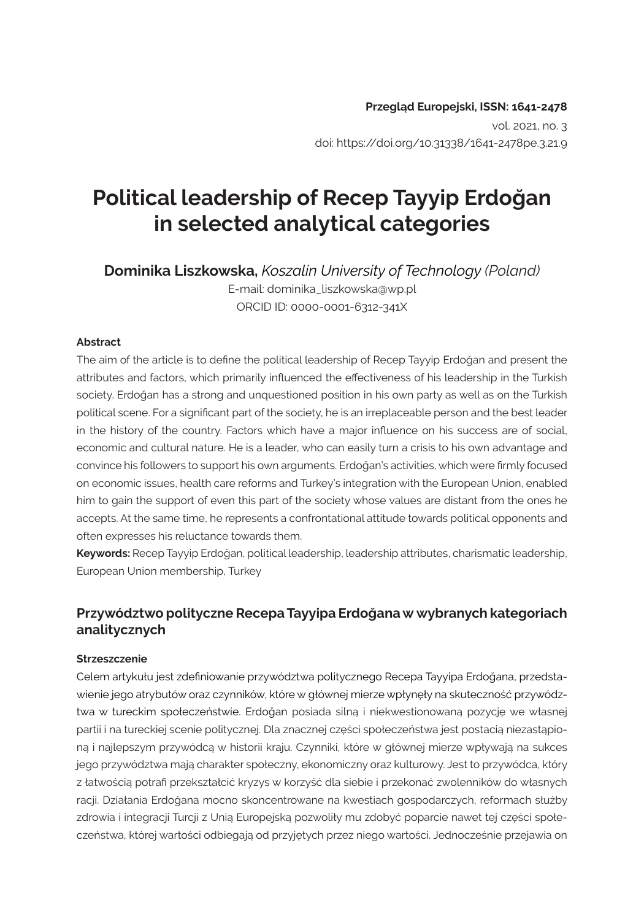**Przegląd Europejski, ISSN: 1641-2478**
vol. 2021, no. 3
doi: https://doi.org/10.31338/1641-2478pe.3.21.9

# Political leadership of Recep Tayyip Erdoğan in selected analytical categories

**Dominika Liszkowska,** *Koszalin University of Technology (Poland)*
E-mail: dominika_liszkowska@wp.pl
ORCID ID: 0000-0001-6312-341X

**Abstract**

The aim of the article is to define the political leadership of Recep Tayyip Erdoğan and present the attributes and factors, which primarily influenced the effectiveness of his leadership in the Turkish society. Erdoğan has a strong and unquestioned position in his own party as well as on the Turkish political scene. For a significant part of the society, he is an irreplaceable person and the best leader in the history of the country. Factors which have a major influence on his success are of social, economic and cultural nature. He is a leader, who can easily turn a crisis to his own advantage and convince his followers to support his own arguments. Erdoğan's activities, which were firmly focused on economic issues, health care reforms and Turkey's integration with the European Union, enabled him to gain the support of even this part of the society whose values are distant from the ones he accepts. At the same time, he represents a confrontational attitude towards political opponents and often expresses his reluctance towards them.

**Keywords:** Recep Tayyip Erdoğan, political leadership, leadership attributes, charismatic leadership, European Union membership, Turkey

## Przywództwo polityczne Recepa Tayyipa Erdoğana w wybranych kategoriach analitycznych

**Streszczenie**

Celem artykułu jest zdefiniowanie przywództwa politycznego Recepa Tayyipa Erdoğana, przedstawienie jego atrybutów oraz czynników, które w głównej mierze wpłynęły na skuteczność przywództwa w tureckim społeczeństwie. Erdoğan posiada silną i niekwestionowaną pozycję we własnej partii i na tureckiej scenie politycznej. Dla znacznej części społeczeństwa jest postacią niezastąpioną i najlepszym przywódcą w historii kraju. Czynniki, które w głównej mierze wpływają na sukces jego przywództwa mają charakter społeczny, ekonomiczny oraz kulturowy. Jest to przywódca, który z łatwością potrafi przekształcić kryzys w korzyść dla siebie i przekonać zwolenników do własnych racji. Działania Erdoğana mocno skoncentrowane na kwestiach gospodarczych, reformach służby zdrowia i integracji Turcji z Unią Europejską pozwoliły mu zdobyć poparcie nawet tej części społeczeństwa, której wartości odbiegają od przyjętych przez niego wartości. Jednocześnie przejawia on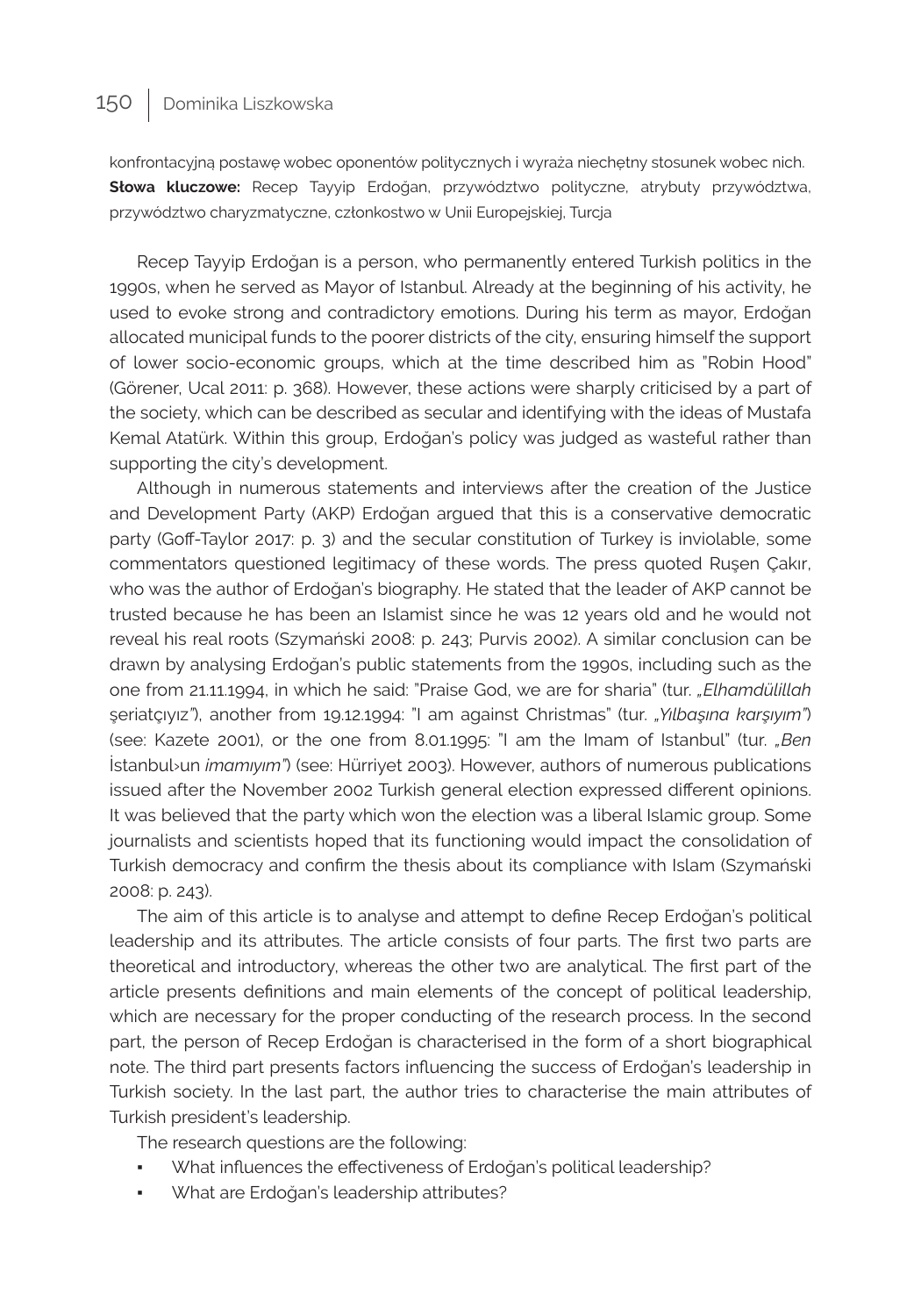konfrontacyjną postawę wobec oponentów politycznych i wyraża niechętny stosunek wobec nich.
**Słowa kluczowe:** Recep Tayyip Erdoğan, przywództwo polityczne, atrybuty przywództwa, przywództwo charyzmatyczne, członkostwo w Unii Europejskiej, Turcja

Recep Tayyip Erdoğan is a person, who permanently entered Turkish politics in the 1990s, when he served as Mayor of Istanbul. Already at the beginning of his activity, he used to evoke strong and contradictory emotions. During his term as mayor, Erdoğan allocated municipal funds to the poorer districts of the city, ensuring himself the support of lower socio-economic groups, which at the time described him as "Robin Hood" (Görener, Ucal 2011: p. 368). However, these actions were sharply criticised by a part of the society, which can be described as secular and identifying with the ideas of Mustafa Kemal Atatürk. Within this group, Erdoğan's policy was judged as wasteful rather than supporting the city's development.

Although in numerous statements and interviews after the creation of the Justice and Development Party (AKP) Erdoğan argued that this is a conservative democratic party (Goff-Taylor 2017: p. 3) and the secular constitution of Turkey is inviolable, some commentators questioned legitimacy of these words. The press quoted Ruşen Çakır, who was the author of Erdoğan's biography. He stated that the leader of AKP cannot be trusted because he has been an Islamist since he was 12 years old and he would not reveal his real roots (Szymański 2008: p. 243; Purvis 2002). A similar conclusion can be drawn by analysing Erdoğan's public statements from the 1990s, including such as the one from 21.11.1994, in which he said: "Praise God, we are for sharia" (tur. *„Elhamdülillah şeriatçıyız"*), another from 19.12.1994: "I am against Christmas" (tur. *„Yılbaşına karşıyım"*) (see: Kazete 2001), or the one from 8.01.1995: "I am the Imam of Istanbul" (tur. *„Ben İstanbul›un imamıyım"*) (see: Hürriyet 2003). However, authors of numerous publications issued after the November 2002 Turkish general election expressed different opinions. It was believed that the party which won the election was a liberal Islamic group. Some journalists and scientists hoped that its functioning would impact the consolidation of Turkish democracy and confirm the thesis about its compliance with Islam (Szymański 2008: p. 243).

The aim of this article is to analyse and attempt to define Recep Erdoğan's political leadership and its attributes. The article consists of four parts. The first two parts are theoretical and introductory, whereas the other two are analytical. The first part of the article presents definitions and main elements of the concept of political leadership, which are necessary for the proper conducting of the research process. In the second part, the person of Recep Erdoğan is characterised in the form of a short biographical note. The third part presents factors influencing the success of Erdoğan's leadership in Turkish society. In the last part, the author tries to characterise the main attributes of Turkish president's leadership.

The research questions are the following:

- What influences the effectiveness of Erdoğan's political leadership?
- What are Erdoğan's leadership attributes?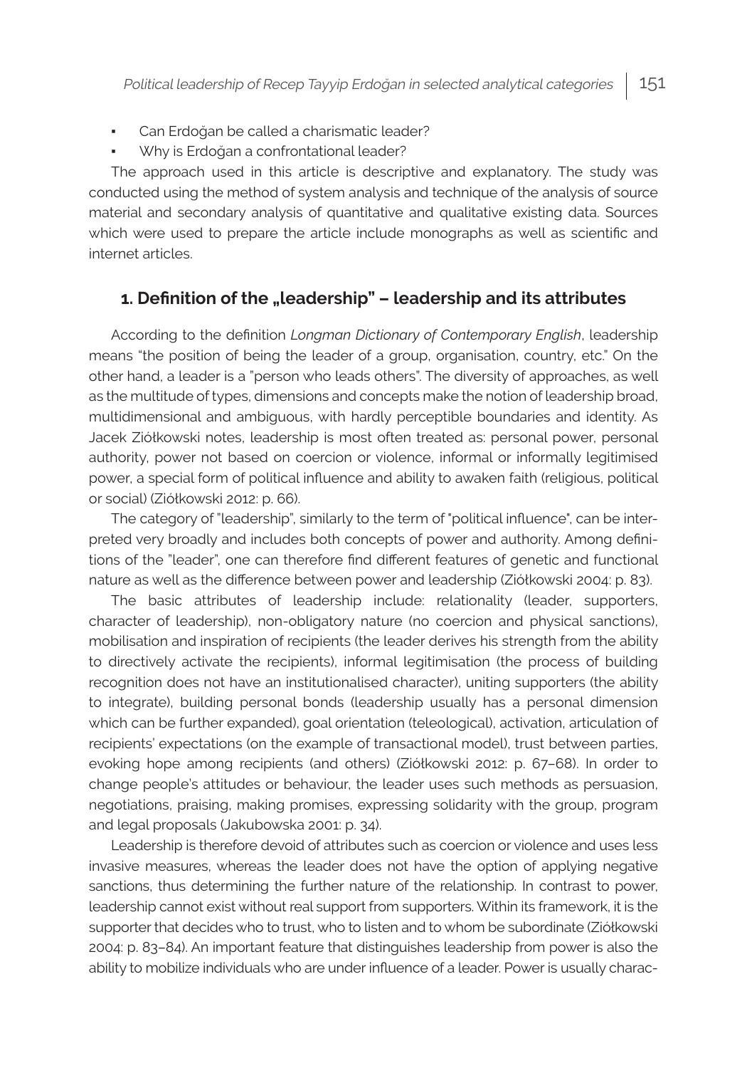- Can Erdoğan be called a charismatic leader?
- Why is Erdoğan a confrontational leader?

The approach used in this article is descriptive and explanatory. The study was conducted using the method of system analysis and technique of the analysis of source material and secondary analysis of quantitative and qualitative existing data. Sources which were used to prepare the article include monographs as well as scientific and internet articles.

## 1. Definition of the „leadership" – leadership and its attributes

According to the definition *Longman Dictionary of Contemporary English*, leadership means "the position of being the leader of a group, organisation, country, etc." On the other hand, a leader is a "person who leads others". The diversity of approaches, as well as the multitude of types, dimensions and concepts make the notion of leadership broad, multidimensional and ambiguous, with hardly perceptible boundaries and identity. As Jacek Ziółkowski notes, leadership is most often treated as: personal power, personal authority, power not based on coercion or violence, informal or informally legitimised power, a special form of political influence and ability to awaken faith (religious, political or social) (Ziółkowski 2012: p. 66).

The category of "leadership", similarly to the term of "political influence", can be interpreted very broadly and includes both concepts of power and authority. Among definitions of the "leader", one can therefore find different features of genetic and functional nature as well as the difference between power and leadership (Ziółkowski 2004: p. 83).

The basic attributes of leadership include: relationality (leader, supporters, character of leadership), non-obligatory nature (no coercion and physical sanctions), mobilisation and inspiration of recipients (the leader derives his strength from the ability to directively activate the recipients), informal legitimisation (the process of building recognition does not have an institutionalised character), uniting supporters (the ability to integrate), building personal bonds (leadership usually has a personal dimension which can be further expanded), goal orientation (teleological), activation, articulation of recipients' expectations (on the example of transactional model), trust between parties, evoking hope among recipients (and others) (Ziółkowski 2012: p. 67–68). In order to change people's attitudes or behaviour, the leader uses such methods as persuasion, negotiations, praising, making promises, expressing solidarity with the group, program and legal proposals (Jakubowska 2001: p. 34).

Leadership is therefore devoid of attributes such as coercion or violence and uses less invasive measures, whereas the leader does not have the option of applying negative sanctions, thus determining the further nature of the relationship. In contrast to power, leadership cannot exist without real support from supporters. Within its framework, it is the supporter that decides who to trust, who to listen and to whom be subordinate (Ziółkowski 2004: p. 83–84). An important feature that distinguishes leadership from power is also the ability to mobilize individuals who are under influence of a leader. Power is usually charac-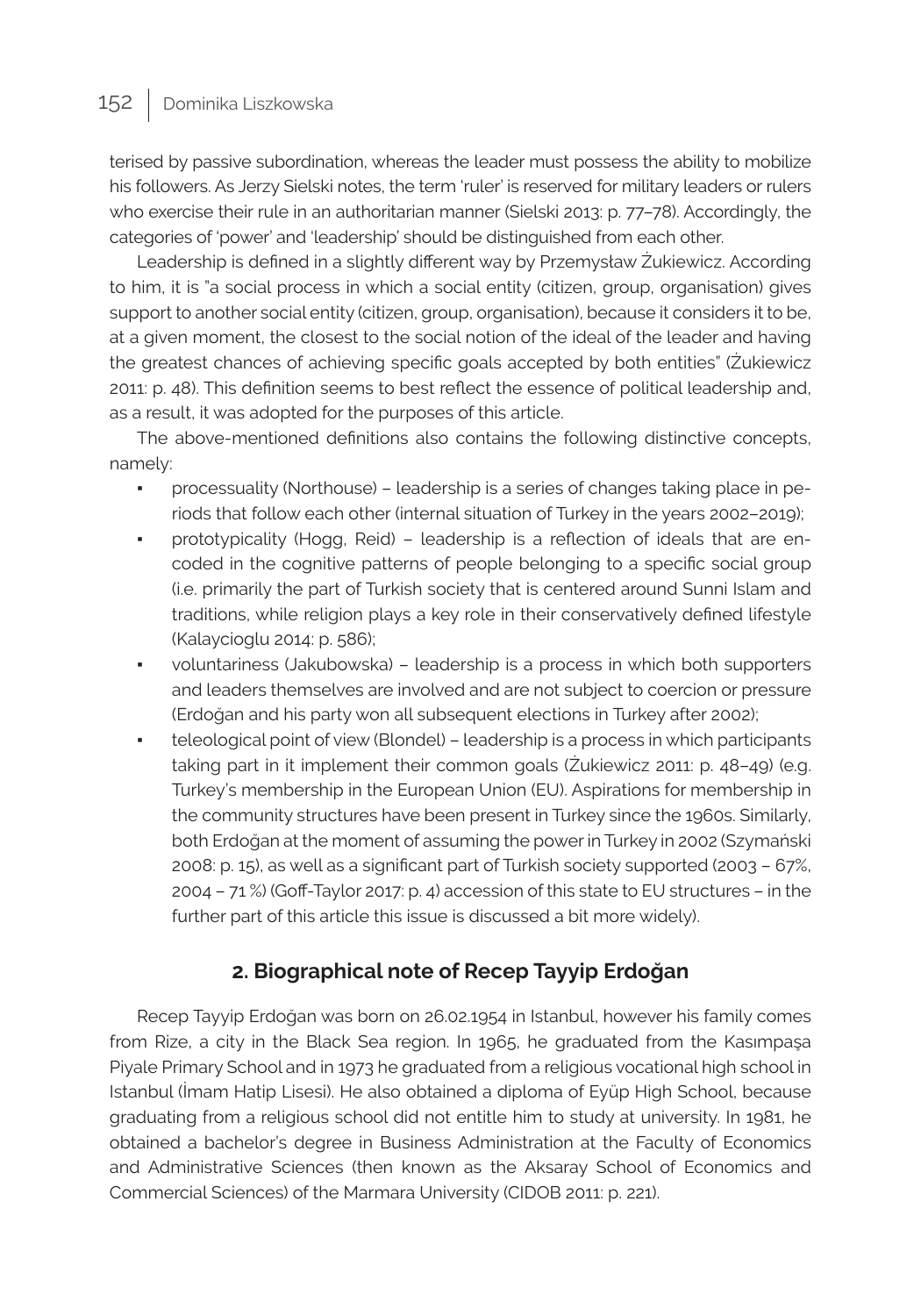terised by passive subordination, whereas the leader must possess the ability to mobilize his followers. As Jerzy Sielski notes, the term 'ruler' is reserved for military leaders or rulers who exercise their rule in an authoritarian manner (Sielski 2013: p. 77–78). Accordingly, the categories of 'power' and 'leadership' should be distinguished from each other.

Leadership is defined in a slightly different way by Przemysław Żukiewicz. According to him, it is "a social process in which a social entity (citizen, group, organisation) gives support to another social entity (citizen, group, organisation), because it considers it to be, at a given moment, the closest to the social notion of the ideal of the leader and having the greatest chances of achieving specific goals accepted by both entities" (Żukiewicz 2011: p. 48). This definition seems to best reflect the essence of political leadership and, as a result, it was adopted for the purposes of this article.

The above-mentioned definitions also contains the following distinctive concepts, namely:

- processuality (Northouse) – leadership is a series of changes taking place in periods that follow each other (internal situation of Turkey in the years 2002–2019);
- prototypicality (Hogg, Reid) – leadership is a reflection of ideals that are encoded in the cognitive patterns of people belonging to a specific social group (i.e. primarily the part of Turkish society that is centered around Sunni Islam and traditions, while religion plays a key role in their conservatively defined lifestyle (Kalaycioglu 2014: p. 586);
- voluntariness (Jakubowska) – leadership is a process in which both supporters and leaders themselves are involved and are not subject to coercion or pressure (Erdoğan and his party won all subsequent elections in Turkey after 2002);
- teleological point of view (Blondel) – leadership is a process in which participants taking part in it implement their common goals (Żukiewicz 2011: p. 48–49) (e.g. Turkey's membership in the European Union (EU). Aspirations for membership in the community structures have been present in Turkey since the 1960s. Similarly, both Erdoğan at the moment of assuming the power in Turkey in 2002 (Szymański 2008: p. 15), as well as a significant part of Turkish society supported (2003 – 67%, 2004 – 71 %) (Goff-Taylor 2017: p. 4) accession of this state to EU structures – in the further part of this article this issue is discussed a bit more widely).

## 2. Biographical note of Recep Tayyip Erdoğan

Recep Tayyip Erdoğan was born on 26.02.1954 in Istanbul, however his family comes from Rize, a city in the Black Sea region. In 1965, he graduated from the Kasımpaşa Piyale Primary School and in 1973 he graduated from a religious vocational high school in Istanbul (İmam Hatip Lisesi). He also obtained a diploma of Eyüp High School, because graduating from a religious school did not entitle him to study at university. In 1981, he obtained a bachelor's degree in Business Administration at the Faculty of Economics and Administrative Sciences (then known as the Aksaray School of Economics and Commercial Sciences) of the Marmara University (CIDOB 2011: p. 221).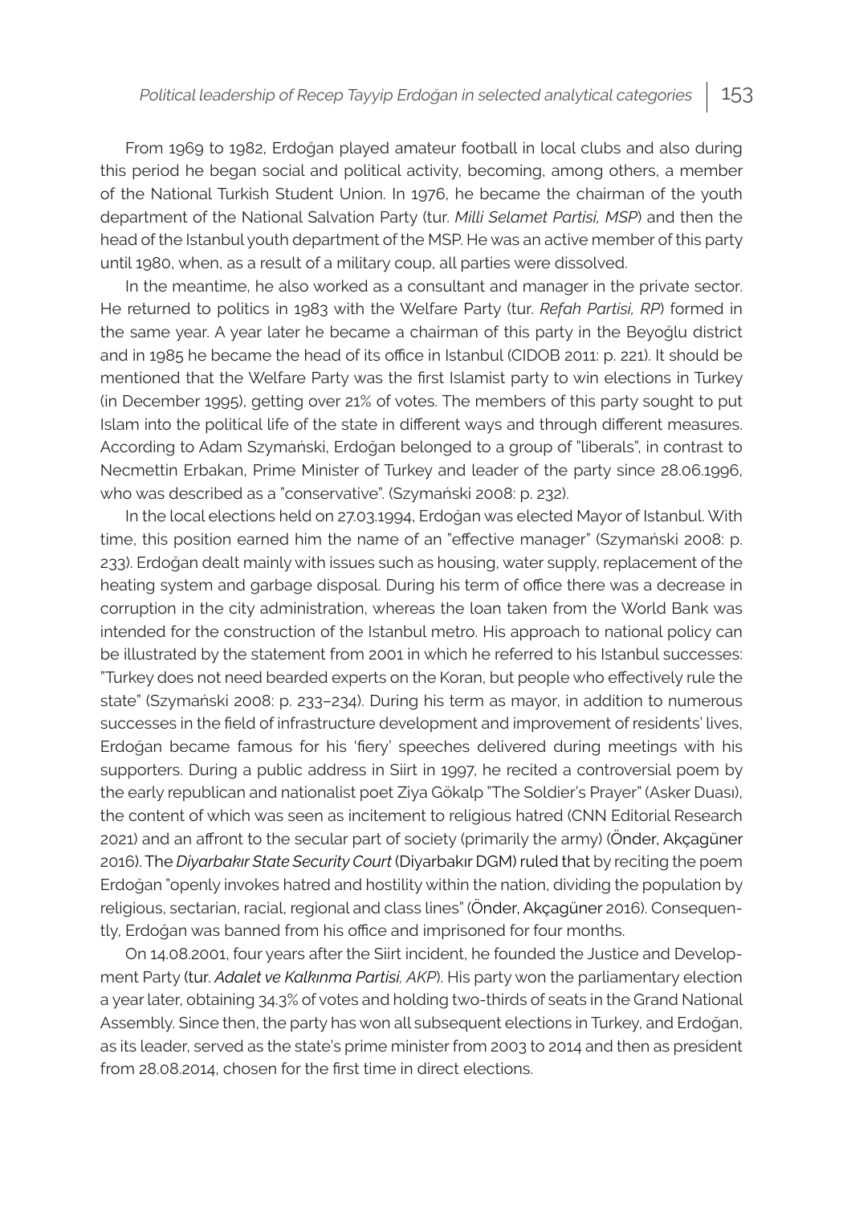From 1969 to 1982, Erdoğan played amateur football in local clubs and also during this period he began social and political activity, becoming, among others, a member of the National Turkish Student Union. In 1976, he became the chairman of the youth department of the National Salvation Party (tur. *Milli Selamet Partisi, MSP*) and then the head of the Istanbul youth department of the MSP. He was an active member of this party until 1980, when, as a result of a military coup, all parties were dissolved.

In the meantime, he also worked as a consultant and manager in the private sector. He returned to politics in 1983 with the Welfare Party (tur. *Refah Partisi, RP*) formed in the same year. A year later he became a chairman of this party in the Beyoğlu district and in 1985 he became the head of its office in Istanbul (CIDOB 2011: p. 221). It should be mentioned that the Welfare Party was the first Islamist party to win elections in Turkey (in December 1995), getting over 21% of votes. The members of this party sought to put Islam into the political life of the state in different ways and through different measures. According to Adam Szymański, Erdoğan belonged to a group of "liberals", in contrast to Necmettin Erbakan, Prime Minister of Turkey and leader of the party since 28.06.1996, who was described as a "conservative". (Szymański 2008: p. 232).

In the local elections held on 27.03.1994, Erdoğan was elected Mayor of Istanbul. With time, this position earned him the name of an "effective manager" (Szymański 2008: p. 233). Erdoğan dealt mainly with issues such as housing, water supply, replacement of the heating system and garbage disposal. During his term of office there was a decrease in corruption in the city administration, whereas the loan taken from the World Bank was intended for the construction of the Istanbul metro. His approach to national policy can be illustrated by the statement from 2001 in which he referred to his Istanbul successes: "Turkey does not need bearded experts on the Koran, but people who effectively rule the state" (Szymański 2008: p. 233–234). During his term as mayor, in addition to numerous successes in the field of infrastructure development and improvement of residents' lives, Erdoğan became famous for his 'fiery' speeches delivered during meetings with his supporters. During a public address in Siirt in 1997, he recited a controversial poem by the early republican and nationalist poet Ziya Gökalp "The Soldier's Prayer" (Asker Duası), the content of which was seen as incitement to religious hatred (CNN Editorial Research 2021) and an affront to the secular part of society (primarily the army) (Önder, Akçagüner 2016). The *Diyarbakır State Security Court* (Diyarbakır DGM) ruled that by reciting the poem Erdoğan "openly invokes hatred and hostility within the nation, dividing the population by religious, sectarian, racial, regional and class lines" (Önder, Akçagüner 2016). Consequently, Erdoğan was banned from his office and imprisoned for four months.

On 14.08.2001, four years after the Siirt incident, he founded the Justice and Development Party (tur. *Adalet ve Kalkınma Partisi, AKP*). His party won the parliamentary election a year later, obtaining 34.3% of votes and holding two-thirds of seats in the Grand National Assembly. Since then, the party has won all subsequent elections in Turkey, and Erdoğan, as its leader, served as the state's prime minister from 2003 to 2014 and then as president from 28.08.2014, chosen for the first time in direct elections.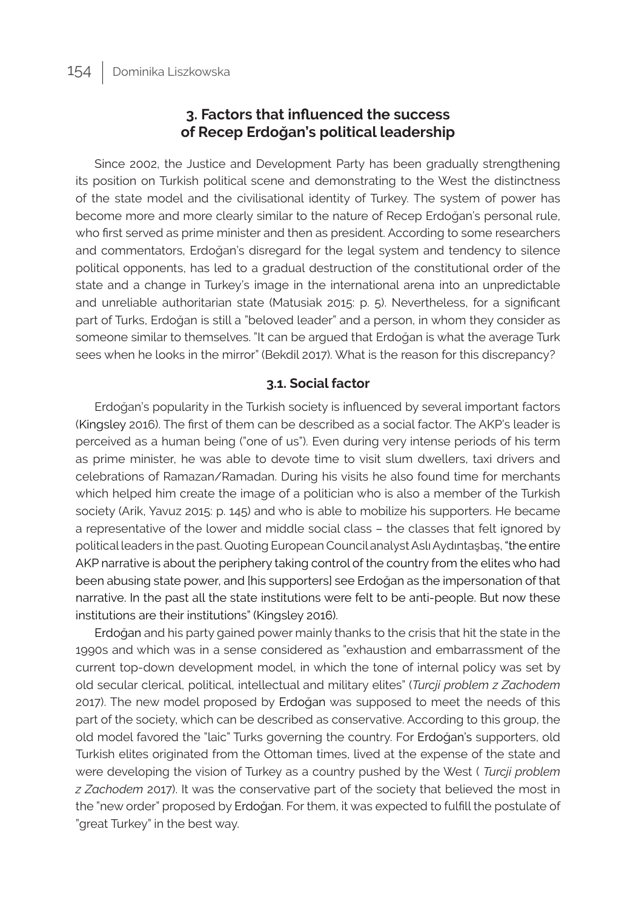## 3. Factors that influenced the success of Recep Erdoğan's political leadership

Since 2002, the Justice and Development Party has been gradually strengthening its position on Turkish political scene and demonstrating to the West the distinctness of the state model and the civilisational identity of Turkey. The system of power has become more and more clearly similar to the nature of Recep Erdoğan's personal rule, who first served as prime minister and then as president. According to some researchers and commentators, Erdoğan's disregard for the legal system and tendency to silence political opponents, has led to a gradual destruction of the constitutional order of the state and a change in Turkey's image in the international arena into an unpredictable and unreliable authoritarian state (Matusiak 2015: p. 5). Nevertheless, for a significant part of Turks, Erdoğan is still a "beloved leader" and a person, in whom they consider as someone similar to themselves. "It can be argued that Erdoğan is what the average Turk sees when he looks in the mirror" (Bekdil 2017). What is the reason for this discrepancy?

### 3.1. Social factor

Erdoğan's popularity in the Turkish society is influenced by several important factors (Kingsley 2016). The first of them can be described as a social factor. The AKP's leader is perceived as a human being ("one of us"). Even during very intense periods of his term as prime minister, he was able to devote time to visit slum dwellers, taxi drivers and celebrations of Ramazan/Ramadan. During his visits he also found time for merchants which helped him create the image of a politician who is also a member of the Turkish society (Arik, Yavuz 2015: p. 145) and who is able to mobilize his supporters. He became a representative of the lower and middle social class – the classes that felt ignored by political leaders in the past. Quoting European Council analyst Aslı Aydıntaşbaş, "the entire AKP narrative is about the periphery taking control of the country from the elites who had been abusing state power, and [his supporters] see Erdoğan as the impersonation of that narrative. In the past all the state institutions were felt to be anti-people. But now these institutions are their institutions" (Kingsley 2016).

Erdoğan and his party gained power mainly thanks to the crisis that hit the state in the 1990s and which was in a sense considered as "exhaustion and embarrassment of the current top-down development model, in which the tone of internal policy was set by old secular clerical, political, intellectual and military elites" (*Turcji problem z Zachodem* 2017). The new model proposed by Erdoğan was supposed to meet the needs of this part of the society, which can be described as conservative. According to this group, the old model favored the "laic" Turks governing the country. For Erdoğan's supporters, old Turkish elites originated from the Ottoman times, lived at the expense of the state and were developing the vision of Turkey as a country pushed by the West ( *Turcji problem z Zachodem* 2017). It was the conservative part of the society that believed the most in the "new order" proposed by Erdoğan. For them, it was expected to fulfill the postulate of "great Turkey" in the best way.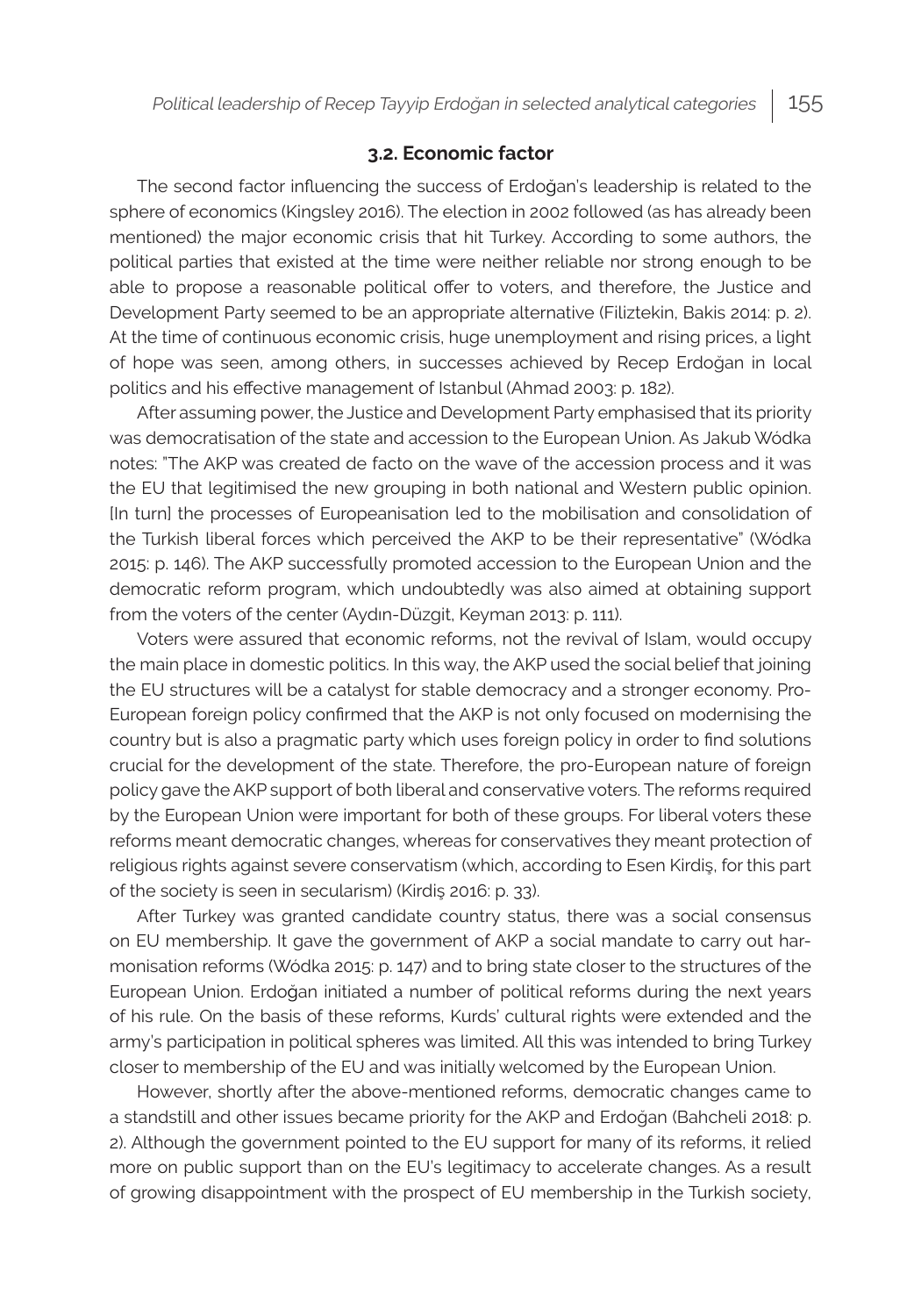### 3.2. Economic factor

The second factor influencing the success of Erdoğan's leadership is related to the sphere of economics (Kingsley 2016). The election in 2002 followed (as has already been mentioned) the major economic crisis that hit Turkey. According to some authors, the political parties that existed at the time were neither reliable nor strong enough to be able to propose a reasonable political offer to voters, and therefore, the Justice and Development Party seemed to be an appropriate alternative (Filiztekin, Bakis 2014: p. 2). At the time of continuous economic crisis, huge unemployment and rising prices, a light of hope was seen, among others, in successes achieved by Recep Erdoğan in local politics and his effective management of Istanbul (Ahmad 2003: p. 182).

After assuming power, the Justice and Development Party emphasised that its priority was democratisation of the state and accession to the European Union. As Jakub Wódka notes: "The AKP was created de facto on the wave of the accession process and it was the EU that legitimised the new grouping in both national and Western public opinion. [In turn] the processes of Europeanisation led to the mobilisation and consolidation of the Turkish liberal forces which perceived the AKP to be their representative" (Wódka 2015: p. 146). The AKP successfully promoted accession to the European Union and the democratic reform program, which undoubtedly was also aimed at obtaining support from the voters of the center (Aydın-Düzgit, Keyman 2013: p. 111).

Voters were assured that economic reforms, not the revival of Islam, would occupy the main place in domestic politics. In this way, the AKP used the social belief that joining the EU structures will be a catalyst for stable democracy and a stronger economy. Pro-European foreign policy confirmed that the AKP is not only focused on modernising the country but is also a pragmatic party which uses foreign policy in order to find solutions crucial for the development of the state. Therefore, the pro-European nature of foreign policy gave the AKP support of both liberal and conservative voters. The reforms required by the European Union were important for both of these groups. For liberal voters these reforms meant democratic changes, whereas for conservatives they meant protection of religious rights against severe conservatism (which, according to Esen Kirdiş, for this part of the society is seen in secularism) (Kirdiş 2016: p. 33).

After Turkey was granted candidate country status, there was a social consensus on EU membership. It gave the government of AKP a social mandate to carry out harmonisation reforms (Wódka 2015: p. 147) and to bring state closer to the structures of the European Union. Erdoğan initiated a number of political reforms during the next years of his rule. On the basis of these reforms, Kurds' cultural rights were extended and the army's participation in political spheres was limited. All this was intended to bring Turkey closer to membership of the EU and was initially welcomed by the European Union.

However, shortly after the above-mentioned reforms, democratic changes came to a standstill and other issues became priority for the AKP and Erdoğan (Bahcheli 2018: p. 2). Although the government pointed to the EU support for many of its reforms, it relied more on public support than on the EU's legitimacy to accelerate changes. As a result of growing disappointment with the prospect of EU membership in the Turkish society,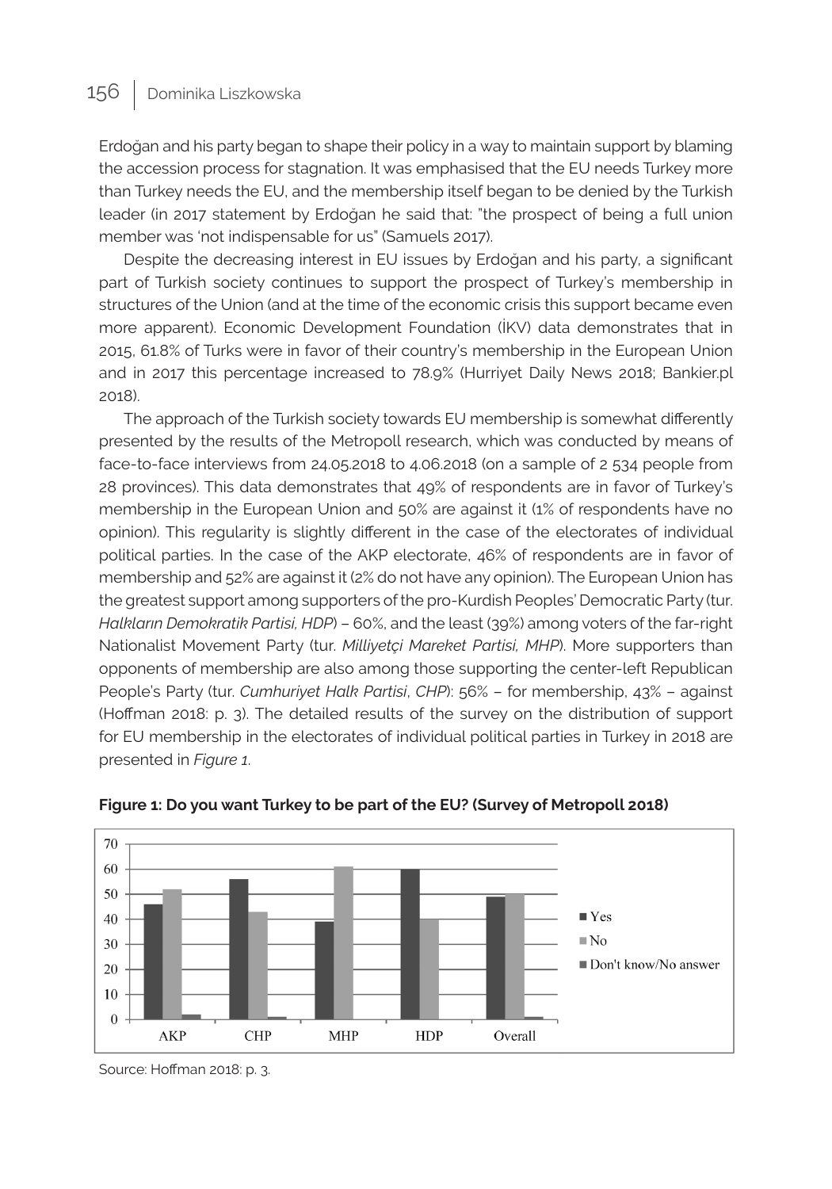Erdoğan and his party began to shape their policy in a way to maintain support by blaming the accession process for stagnation. It was emphasised that the EU needs Turkey more than Turkey needs the EU, and the membership itself began to be denied by the Turkish leader (in 2017 statement by Erdoğan he said that: "the prospect of being a full union member was 'not indispensable for us" (Samuels 2017).

Despite the decreasing interest in EU issues by Erdoğan and his party, a significant part of Turkish society continues to support the prospect of Turkey's membership in structures of the Union (and at the time of the economic crisis this support became even more apparent). Economic Development Foundation (İKV) data demonstrates that in 2015, 61.8% of Turks were in favor of their country's membership in the European Union and in 2017 this percentage increased to 78.9% (Hurriyet Daily News 2018; Bankier.pl 2018).

The approach of the Turkish society towards EU membership is somewhat differently presented by the results of the Metropoll research, which was conducted by means of face-to-face interviews from 24.05.2018 to 4.06.2018 (on a sample of 2 534 people from 28 provinces). This data demonstrates that 49% of respondents are in favor of Turkey's membership in the European Union and 50% are against it (1% of respondents have no opinion). This regularity is slightly different in the case of the electorates of individual political parties. In the case of the AKP electorate, 46% of respondents are in favor of membership and 52% are against it (2% do not have any opinion). The European Union has the greatest support among supporters of the pro-Kurdish Peoples' Democratic Party (tur. *Halkların Demokratik Partisi, HDP*) – 60%, and the least (39%) among voters of the far-right Nationalist Movement Party (tur. *Milliyetçi Mareket Partisi, MHP*). More supporters than opponents of membership are also among those supporting the center-left Republican People's Party (tur. *Cumhuriyet Halk Partisi*, *CHP*): 56% – for membership, 43% – against (Hoffman 2018: p. 3). The detailed results of the survey on the distribution of support for EU membership in the electorates of individual political parties in Turkey in 2018 are presented in *Figure 1*.

**Figure 1: Do you want Turkey to be part of the EU? (Survey of Metropoll 2018)**

| | AKP | CHP | MHP | HDP | Overall |
|---|---|---|---|---|---|
| Yes | 46 | 56 | 39 | 60 | 49 |
| No | 52 | 43 | 61 | 40 | 50 |
| Don't know/No answer | 2 | 1 | 0 | 0 | 1 |

Source: Hoffman 2018: p. 3.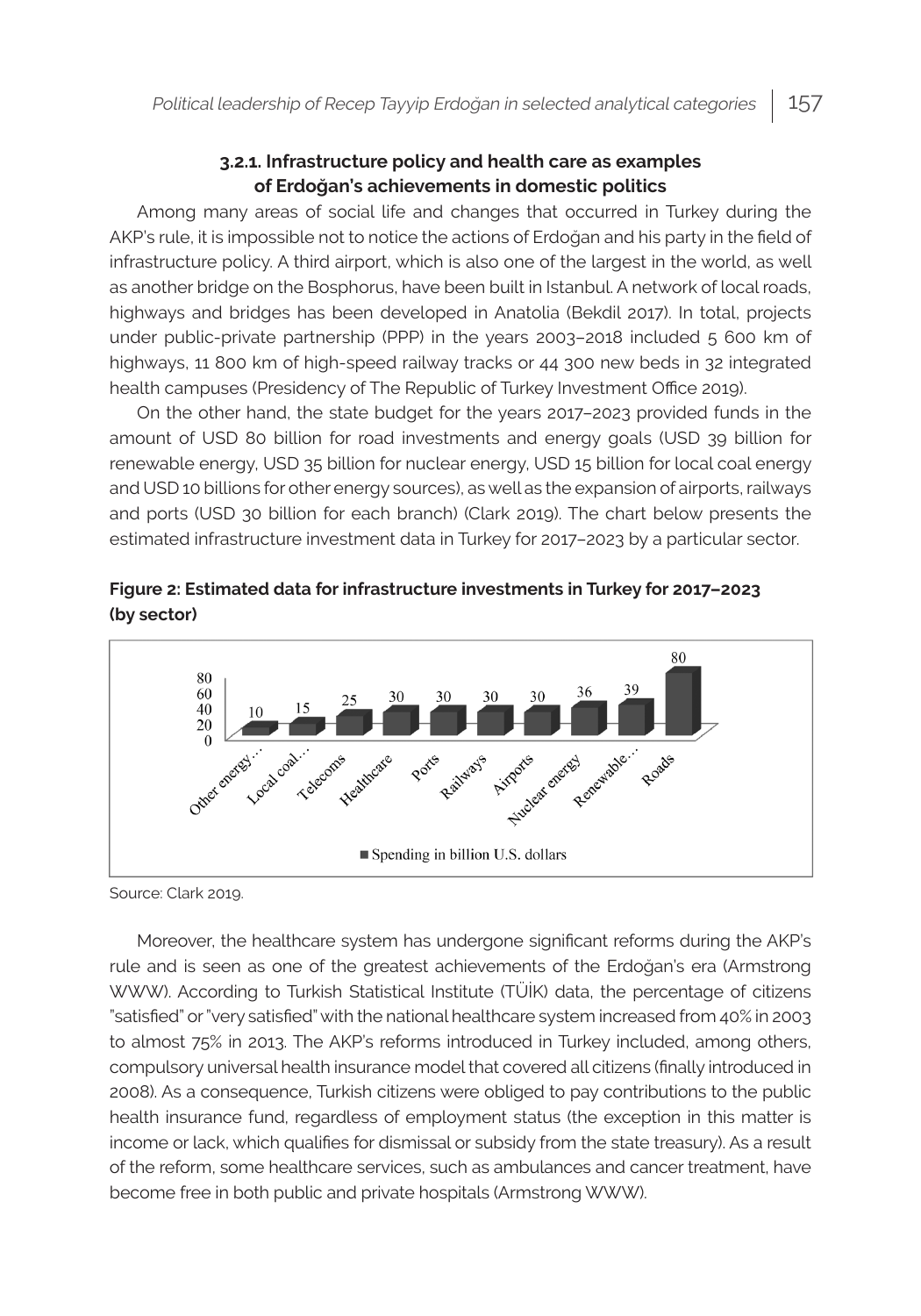### 3.2.1. Infrastructure policy and health care as examples of Erdoğan's achievements in domestic politics

Among many areas of social life and changes that occurred in Turkey during the AKP's rule, it is impossible not to notice the actions of Erdoğan and his party in the field of infrastructure policy. A third airport, which is also one of the largest in the world, as well as another bridge on the Bosphorus, have been built in Istanbul. A network of local roads, highways and bridges has been developed in Anatolia (Bekdil 2017). In total, projects under public-private partnership (PPP) in the years 2003–2018 included 5 600 km of highways, 11 800 km of high-speed railway tracks or 44 300 new beds in 32 integrated health campuses (Presidency of The Republic of Turkey Investment Office 2019).

On the other hand, the state budget for the years 2017–2023 provided funds in the amount of USD 80 billion for road investments and energy goals (USD 39 billion for renewable energy, USD 35 billion for nuclear energy, USD 15 billion for local coal energy and USD 10 billions for other energy sources), as well as the expansion of airports, railways and ports (USD 30 billion for each branch) (Clark 2019). The chart below presents the estimated infrastructure investment data in Turkey for 2017–2023 by a particular sector.

**Figure 2: Estimated data for infrastructure investments in Turkey for 2017–2023 (by sector)**

| Sector | Spending in billion U.S. dollars |
|---|---|
| Other energy… | 10 |
| Local coal… | 15 |
| Telecoms | 25 |
| Healthcare | 30 |
| Ports | 30 |
| Railways | 30 |
| Airports | 30 |
| Nuclear energy | 36 |
| Renewable… | 39 |
| Roads | 80 |

Source: Clark 2019.

Moreover, the healthcare system has undergone significant reforms during the AKP's rule and is seen as one of the greatest achievements of the Erdoğan's era (Armstrong WWW). According to Turkish Statistical Institute (TÜİK) data, the percentage of citizens "satisfied" or "very satisfied" with the national healthcare system increased from 40% in 2003 to almost 75% in 2013. The AKP's reforms introduced in Turkey included, among others, compulsory universal health insurance model that covered all citizens (finally introduced in 2008). As a consequence, Turkish citizens were obliged to pay contributions to the public health insurance fund, regardless of employment status (the exception in this matter is income or lack, which qualifies for dismissal or subsidy from the state treasury). As a result of the reform, some healthcare services, such as ambulances and cancer treatment, have become free in both public and private hospitals (Armstrong WWW).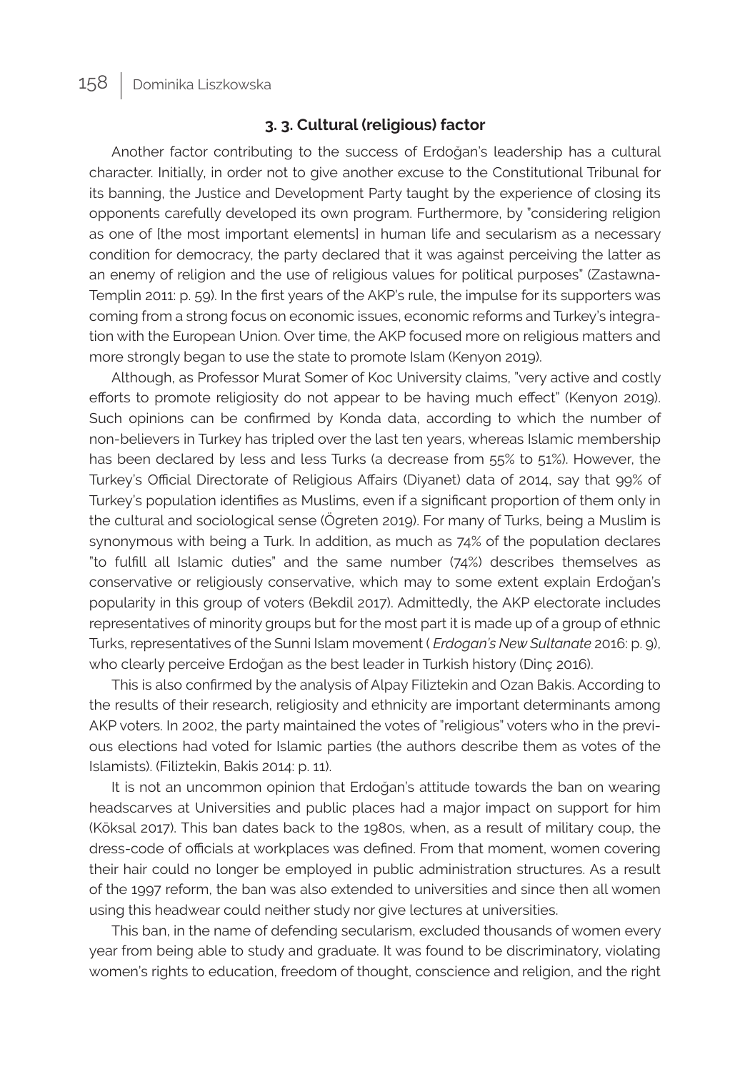### 3. 3. Cultural (religious) factor

Another factor contributing to the success of Erdoğan's leadership has a cultural character. Initially, in order not to give another excuse to the Constitutional Tribunal for its banning, the Justice and Development Party taught by the experience of closing its opponents carefully developed its own program. Furthermore, by "considering religion as one of [the most important elements] in human life and secularism as a necessary condition for democracy, the party declared that it was against perceiving the latter as an enemy of religion and the use of religious values for political purposes" (Zastawna-Templin 2011: p. 59). In the first years of the AKP's rule, the impulse for its supporters was coming from a strong focus on economic issues, economic reforms and Turkey's integration with the European Union. Over time, the AKP focused more on religious matters and more strongly began to use the state to promote Islam (Kenyon 2019).

Although, as Professor Murat Somer of Koc University claims, "very active and costly efforts to promote religiosity do not appear to be having much effect" (Kenyon 2019). Such opinions can be confirmed by Konda data, according to which the number of non-believers in Turkey has tripled over the last ten years, whereas Islamic membership has been declared by less and less Turks (a decrease from 55% to 51%). However, the Turkey's Official Directorate of Religious Affairs (Diyanet) data of 2014, say that 99% of Turkey's population identifies as Muslims, even if a significant proportion of them only in the cultural and sociological sense (Ögreten 2019). For many of Turks, being a Muslim is synonymous with being a Turk. In addition, as much as 74% of the population declares "to fulfill all Islamic duties" and the same number (74%) describes themselves as conservative or religiously conservative, which may to some extent explain Erdoğan's popularity in this group of voters (Bekdil 2017). Admittedly, the AKP electorate includes representatives of minority groups but for the most part it is made up of a group of ethnic Turks, representatives of the Sunni Islam movement ( *Erdogan's New Sultanate* 2016: p. 9), who clearly perceive Erdoğan as the best leader in Turkish history (Dinç 2016).

This is also confirmed by the analysis of Alpay Filiztekin and Ozan Bakis. According to the results of their research, religiosity and ethnicity are important determinants among AKP voters. In 2002, the party maintained the votes of "religious" voters who in the previous elections had voted for Islamic parties (the authors describe them as votes of the Islamists). (Filiztekin, Bakis 2014: p. 11).

It is not an uncommon opinion that Erdoğan's attitude towards the ban on wearing headscarves at Universities and public places had a major impact on support for him (Köksal 2017). This ban dates back to the 1980s, when, as a result of military coup, the dress-code of officials at workplaces was defined. From that moment, women covering their hair could no longer be employed in public administration structures. As a result of the 1997 reform, the ban was also extended to universities and since then all women using this headwear could neither study nor give lectures at universities.

This ban, in the name of defending secularism, excluded thousands of women every year from being able to study and graduate. It was found to be discriminatory, violating women's rights to education, freedom of thought, conscience and religion, and the right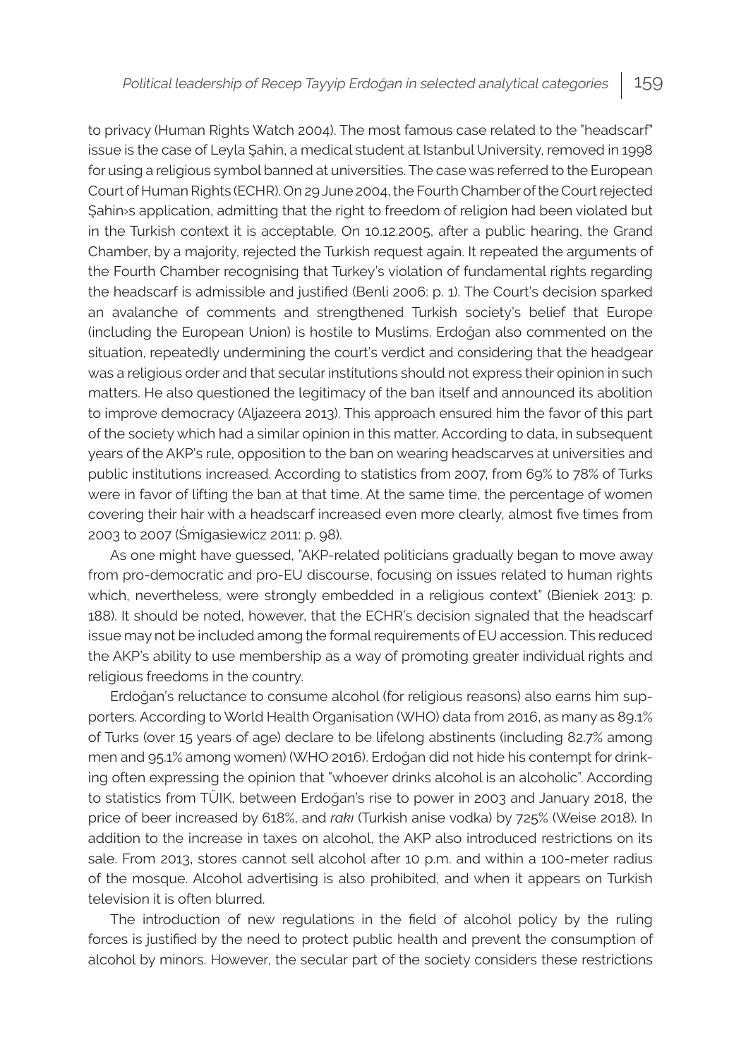to privacy (Human Rights Watch 2004). The most famous case related to the "headscarf" issue is the case of Leyla Şahin, a medical student at Istanbul University, removed in 1998 for using a religious symbol banned at universities. The case was referred to the European Court of Human Rights (ECHR). On 29 June 2004, the Fourth Chamber of the Court rejected Şahin›s application, admitting that the right to freedom of religion had been violated but in the Turkish context it is acceptable. On 10.12.2005, after a public hearing, the Grand Chamber, by a majority, rejected the Turkish request again. It repeated the arguments of the Fourth Chamber recognising that Turkey's violation of fundamental rights regarding the headscarf is admissible and justified (Benli 2006: p. 1). The Court's decision sparked an avalanche of comments and strengthened Turkish society's belief that Europe (including the European Union) is hostile to Muslims. Erdoğan also commented on the situation, repeatedly undermining the court's verdict and considering that the headgear was a religious order and that secular institutions should not express their opinion in such matters. He also questioned the legitimacy of the ban itself and announced its abolition to improve democracy (Aljazeera 2013). This approach ensured him the favor of this part of the society which had a similar opinion in this matter. According to data, in subsequent years of the AKP's rule, opposition to the ban on wearing headscarves at universities and public institutions increased. According to statistics from 2007, from 69% to 78% of Turks were in favor of lifting the ban at that time. At the same time, the percentage of women covering their hair with a headscarf increased even more clearly, almost five times from 2003 to 2007 (Śmigasiewicz 2011: p. 98).

As one might have guessed, "AKP-related politicians gradually began to move away from pro-democratic and pro-EU discourse, focusing on issues related to human rights which, nevertheless, were strongly embedded in a religious context" (Bieniek 2013: p. 188). It should be noted, however, that the ECHR's decision signaled that the headscarf issue may not be included among the formal requirements of EU accession. This reduced the AKP's ability to use membership as a way of promoting greater individual rights and religious freedoms in the country.

Erdoğan's reluctance to consume alcohol (for religious reasons) also earns him supporters. According to World Health Organisation (WHO) data from 2016, as many as 89.1% of Turks (over 15 years of age) declare to be lifelong abstinents (including 82.7% among men and 95.1% among women) (WHO 2016). Erdoğan did not hide his contempt for drinking often expressing the opinion that "whoever drinks alcohol is an alcoholic". According to statistics from TÜIK, between Erdoğan's rise to power in 2003 and January 2018, the price of beer increased by 618%, and *rakı* (Turkish anise vodka) by 725% (Weise 2018). In addition to the increase in taxes on alcohol, the AKP also introduced restrictions on its sale. From 2013, stores cannot sell alcohol after 10 p.m. and within a 100-meter radius of the mosque. Alcohol advertising is also prohibited, and when it appears on Turkish television it is often blurred.

The introduction of new regulations in the field of alcohol policy by the ruling forces is justified by the need to protect public health and prevent the consumption of alcohol by minors. However, the secular part of the society considers these restrictions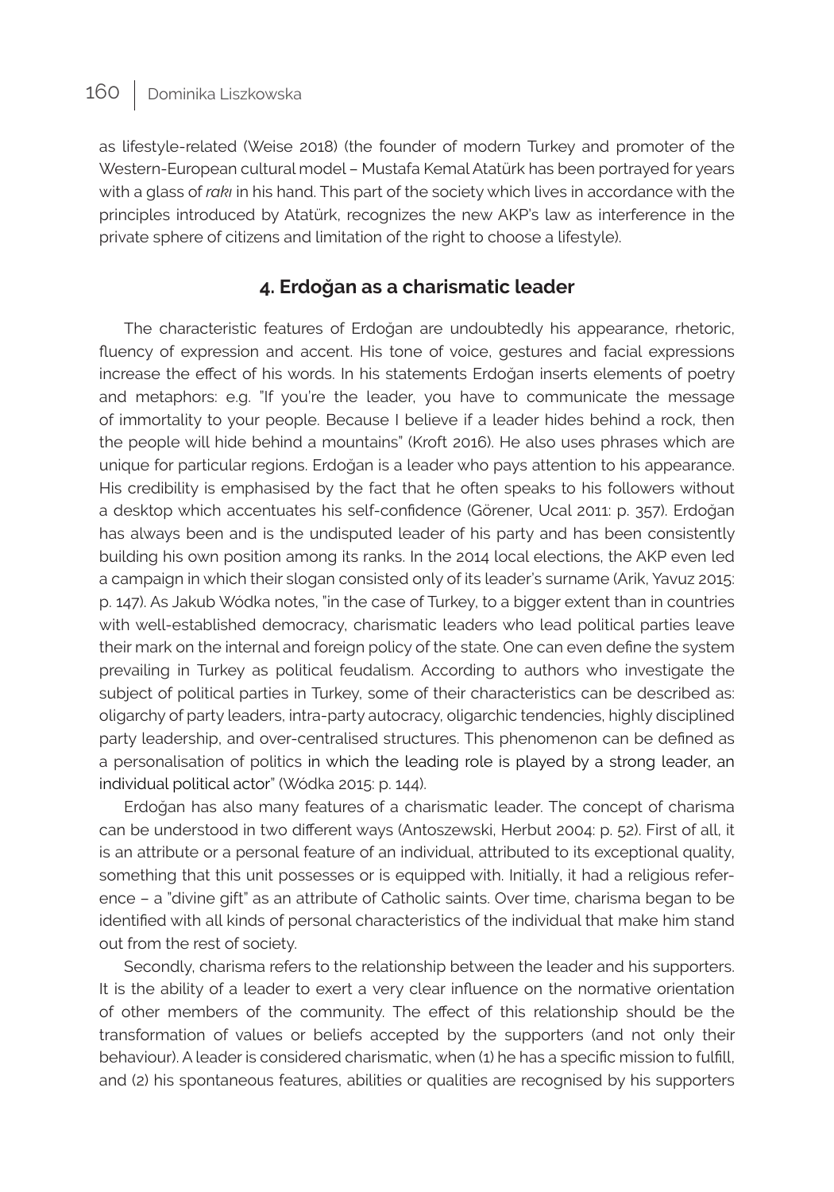as lifestyle-related (Weise 2018) (the founder of modern Turkey and promoter of the Western-European cultural model – Mustafa Kemal Atatürk has been portrayed for years with a glass of *rakı* in his hand. This part of the society which lives in accordance with the principles introduced by Atatürk, recognizes the new AKP's law as interference in the private sphere of citizens and limitation of the right to choose a lifestyle).

## 4. Erdoğan as a charismatic leader

The characteristic features of Erdoğan are undoubtedly his appearance, rhetoric, fluency of expression and accent. His tone of voice, gestures and facial expressions increase the effect of his words. In his statements Erdoğan inserts elements of poetry and metaphors: e.g. "If you're the leader, you have to communicate the message of immortality to your people. Because I believe if a leader hides behind a rock, then the people will hide behind a mountains" (Kroft 2016). He also uses phrases which are unique for particular regions. Erdoğan is a leader who pays attention to his appearance. His credibility is emphasised by the fact that he often speaks to his followers without a desktop which accentuates his self-confidence (Görener, Ucal 2011: p. 357). Erdoğan has always been and is the undisputed leader of his party and has been consistently building his own position among its ranks. In the 2014 local elections, the AKP even led a campaign in which their slogan consisted only of its leader's surname (Arik, Yavuz 2015: p. 147). As Jakub Wódka notes, "in the case of Turkey, to a bigger extent than in countries with well-established democracy, charismatic leaders who lead political parties leave their mark on the internal and foreign policy of the state. One can even define the system prevailing in Turkey as political feudalism. According to authors who investigate the subject of political parties in Turkey, some of their characteristics can be described as: oligarchy of party leaders, intra-party autocracy, oligarchic tendencies, highly disciplined party leadership, and over-centralised structures. This phenomenon can be defined as a personalisation of politics in which the leading role is played by a strong leader, an individual political actor" (Wódka 2015: p. 144).

Erdoğan has also many features of a charismatic leader. The concept of charisma can be understood in two different ways (Antoszewski, Herbut 2004: p. 52). First of all, it is an attribute or a personal feature of an individual, attributed to its exceptional quality, something that this unit possesses or is equipped with. Initially, it had a religious reference – a "divine gift" as an attribute of Catholic saints. Over time, charisma began to be identified with all kinds of personal characteristics of the individual that make him stand out from the rest of society.

Secondly, charisma refers to the relationship between the leader and his supporters. It is the ability of a leader to exert a very clear influence on the normative orientation of other members of the community. The effect of this relationship should be the transformation of values or beliefs accepted by the supporters (and not only their behaviour). A leader is considered charismatic, when (1) he has a specific mission to fulfill, and (2) his spontaneous features, abilities or qualities are recognised by his supporters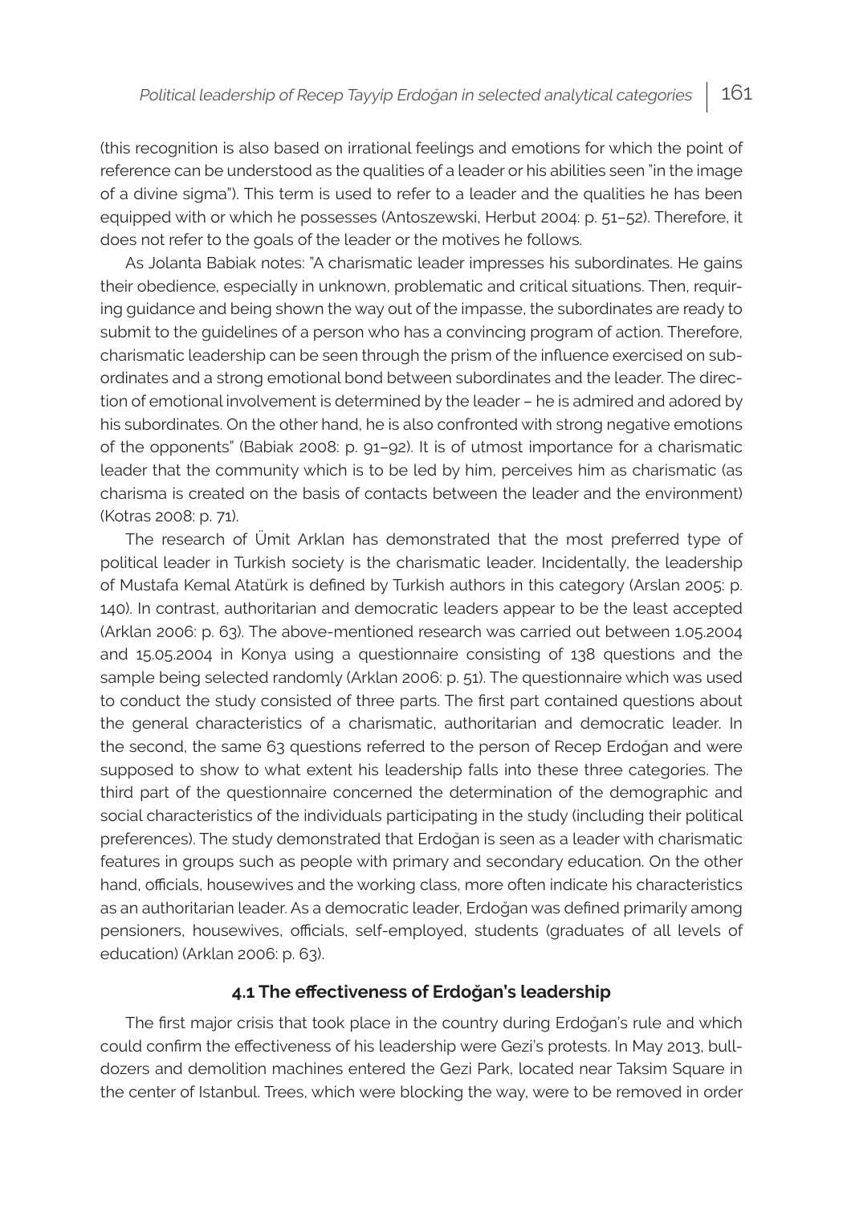(this recognition is also based on irrational feelings and emotions for which the point of reference can be understood as the qualities of a leader or his abilities seen "in the image of a divine sigma"). This term is used to refer to a leader and the qualities he has been equipped with or which he possesses (Antoszewski, Herbut 2004: p. 51–52). Therefore, it does not refer to the goals of the leader or the motives he follows.

As Jolanta Babiak notes: "A charismatic leader impresses his subordinates. He gains their obedience, especially in unknown, problematic and critical situations. Then, requiring guidance and being shown the way out of the impasse, the subordinates are ready to submit to the guidelines of a person who has a convincing program of action. Therefore, charismatic leadership can be seen through the prism of the influence exercised on subordinates and a strong emotional bond between subordinates and the leader. The direction of emotional involvement is determined by the leader – he is admired and adored by his subordinates. On the other hand, he is also confronted with strong negative emotions of the opponents" (Babiak 2008: p. 91–92). It is of utmost importance for a charismatic leader that the community which is to be led by him, perceives him as charismatic (as charisma is created on the basis of contacts between the leader and the environment) (Kotras 2008: p. 71).

The research of Ümit Arklan has demonstrated that the most preferred type of political leader in Turkish society is the charismatic leader. Incidentally, the leadership of Mustafa Kemal Atatürk is defined by Turkish authors in this category (Arslan 2005: p. 140). In contrast, authoritarian and democratic leaders appear to be the least accepted (Arklan 2006: p. 63). The above-mentioned research was carried out between 1.05.2004 and 15.05.2004 in Konya using a questionnaire consisting of 138 questions and the sample being selected randomly (Arklan 2006: p. 51). The questionnaire which was used to conduct the study consisted of three parts. The first part contained questions about the general characteristics of a charismatic, authoritarian and democratic leader. In the second, the same 63 questions referred to the person of Recep Erdoğan and were supposed to show to what extent his leadership falls into these three categories. The third part of the questionnaire concerned the determination of the demographic and social characteristics of the individuals participating in the study (including their political preferences). The study demonstrated that Erdoğan is seen as a leader with charismatic features in groups such as people with primary and secondary education. On the other hand, officials, housewives and the working class, more often indicate his characteristics as an authoritarian leader. As a democratic leader, Erdoğan was defined primarily among pensioners, housewives, officials, self-employed, students (graduates of all levels of education) (Arklan 2006: p. 63).

### 4.1 The effectiveness of Erdoğan's leadership

The first major crisis that took place in the country during Erdoğan's rule and which could confirm the effectiveness of his leadership were Gezi's protests. In May 2013, bulldozers and demolition machines entered the Gezi Park, located near Taksim Square in the center of Istanbul. Trees, which were blocking the way, were to be removed in order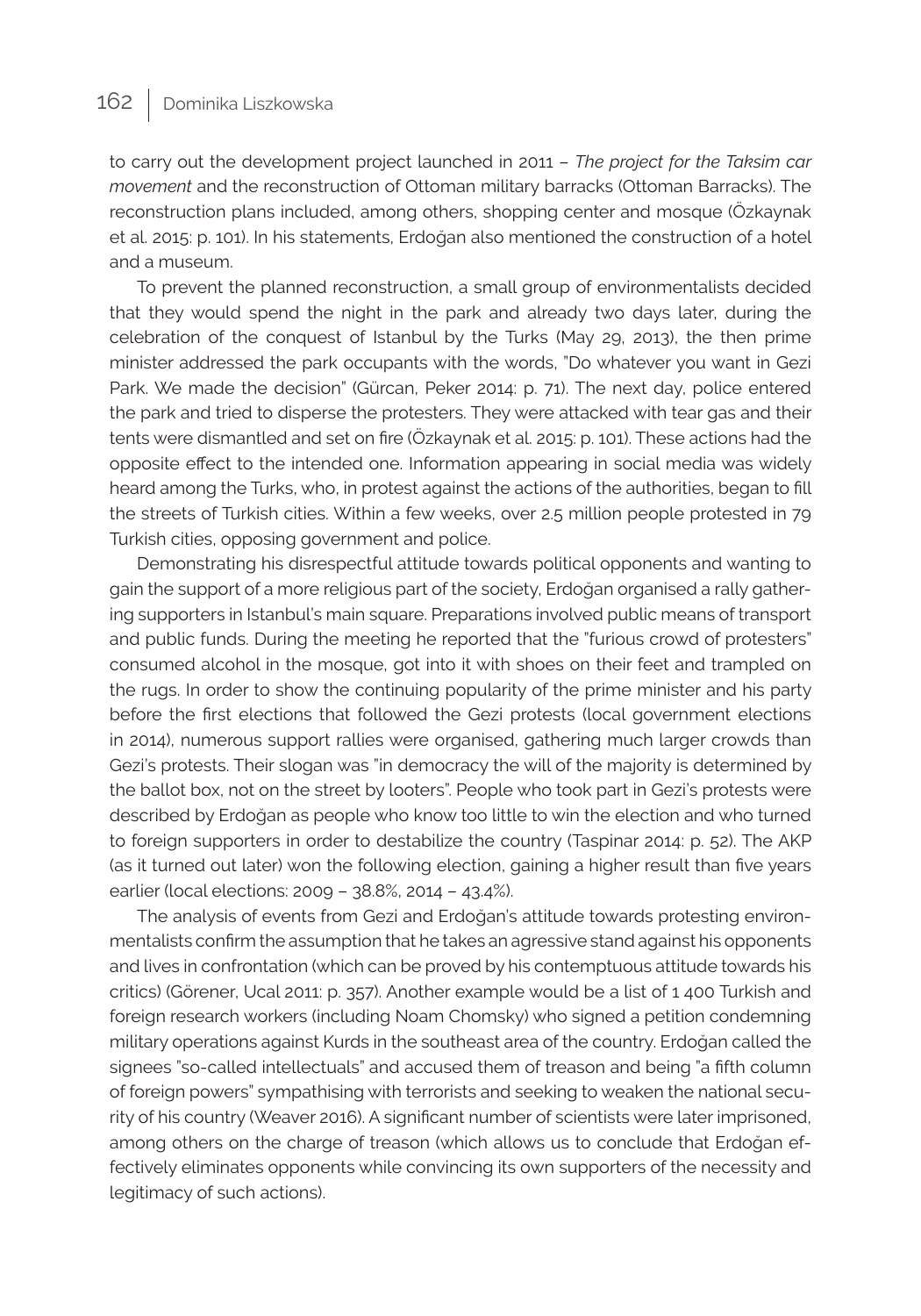to carry out the development project launched in 2011 – *The project for the Taksim car movement* and the reconstruction of Ottoman military barracks (Ottoman Barracks). The reconstruction plans included, among others, shopping center and mosque (Özkaynak et al. 2015: p. 101). In his statements, Erdoğan also mentioned the construction of a hotel and a museum.

To prevent the planned reconstruction, a small group of environmentalists decided that they would spend the night in the park and already two days later, during the celebration of the conquest of Istanbul by the Turks (May 29, 2013), the then prime minister addressed the park occupants with the words, "Do whatever you want in Gezi Park. We made the decision" (Gürcan, Peker 2014: p. 71). The next day, police entered the park and tried to disperse the protesters. They were attacked with tear gas and their tents were dismantled and set on fire (Özkaynak et al. 2015: p. 101). These actions had the opposite effect to the intended one. Information appearing in social media was widely heard among the Turks, who, in protest against the actions of the authorities, began to fill the streets of Turkish cities. Within a few weeks, over 2.5 million people protested in 79 Turkish cities, opposing government and police.

Demonstrating his disrespectful attitude towards political opponents and wanting to gain the support of a more religious part of the society, Erdoğan organised a rally gathering supporters in Istanbul's main square. Preparations involved public means of transport and public funds. During the meeting he reported that the "furious crowd of protesters" consumed alcohol in the mosque, got into it with shoes on their feet and trampled on the rugs. In order to show the continuing popularity of the prime minister and his party before the first elections that followed the Gezi protests (local government elections in 2014), numerous support rallies were organised, gathering much larger crowds than Gezi's protests. Their slogan was "in democracy the will of the majority is determined by the ballot box, not on the street by looters". People who took part in Gezi's protests were described by Erdoğan as people who know too little to win the election and who turned to foreign supporters in order to destabilize the country (Taspinar 2014: p. 52). The AKP (as it turned out later) won the following election, gaining a higher result than five years earlier (local elections: 2009 – 38.8%, 2014 – 43.4%).

The analysis of events from Gezi and Erdoğan's attitude towards protesting environmentalists confirm the assumption that he takes an agressive stand against his opponents and lives in confrontation (which can be proved by his contemptuous attitude towards his critics) (Görener, Ucal 2011: p. 357). Another example would be a list of 1 400 Turkish and foreign research workers (including Noam Chomsky) who signed a petition condemning military operations against Kurds in the southeast area of the country. Erdoğan called the signees "so-called intellectuals" and accused them of treason and being "a fifth column of foreign powers" sympathising with terrorists and seeking to weaken the national security of his country (Weaver 2016). A significant number of scientists were later imprisoned, among others on the charge of treason (which allows us to conclude that Erdoğan effectively eliminates opponents while convincing its own supporters of the necessity and legitimacy of such actions).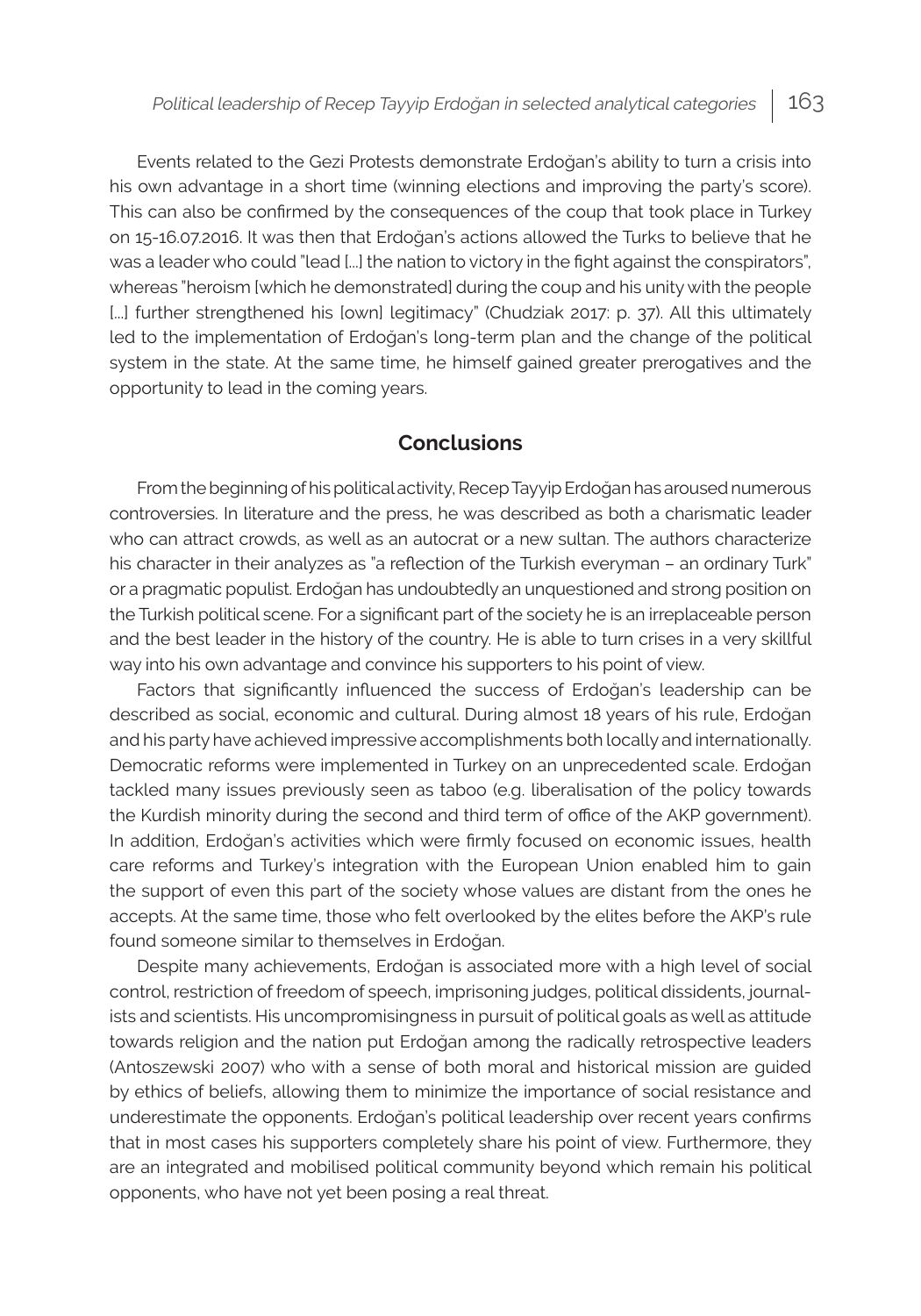Events related to the Gezi Protests demonstrate Erdoğan's ability to turn a crisis into his own advantage in a short time (winning elections and improving the party's score). This can also be confirmed by the consequences of the coup that took place in Turkey on 15-16.07.2016. It was then that Erdoğan's actions allowed the Turks to believe that he was a leader who could "lead […] the nation to victory in the fight against the conspirators", whereas "heroism [which he demonstrated] during the coup and his unity with the people […] further strengthened his [own] legitimacy" (Chudziak 2017: p. 37). All this ultimately led to the implementation of Erdoğan's long-term plan and the change of the political system in the state. At the same time, he himself gained greater prerogatives and the opportunity to lead in the coming years.

## Conclusions

From the beginning of his political activity, Recep Tayyip Erdoğan has aroused numerous controversies. In literature and the press, he was described as both a charismatic leader who can attract crowds, as well as an autocrat or a new sultan. The authors characterize his character in their analyzes as "a reflection of the Turkish everyman – an ordinary Turk" or a pragmatic populist. Erdoğan has undoubtedly an unquestioned and strong position on the Turkish political scene. For a significant part of the society he is an irreplaceable person and the best leader in the history of the country. He is able to turn crises in a very skillful way into his own advantage and convince his supporters to his point of view.

Factors that significantly influenced the success of Erdoğan's leadership can be described as social, economic and cultural. During almost 18 years of his rule, Erdoğan and his party have achieved impressive accomplishments both locally and internationally. Democratic reforms were implemented in Turkey on an unprecedented scale. Erdoğan tackled many issues previously seen as taboo (e.g. liberalisation of the policy towards the Kurdish minority during the second and third term of office of the AKP government). In addition, Erdoğan's activities which were firmly focused on economic issues, health care reforms and Turkey's integration with the European Union enabled him to gain the support of even this part of the society whose values are distant from the ones he accepts. At the same time, those who felt overlooked by the elites before the AKP's rule found someone similar to themselves in Erdoğan.

Despite many achievements, Erdoğan is associated more with a high level of social control, restriction of freedom of speech, imprisoning judges, political dissidents, journalists and scientists. His uncompromisingness in pursuit of political goals as well as attitude towards religion and the nation put Erdoğan among the radically retrospective leaders (Antoszewski 2007) who with a sense of both moral and historical mission are guided by ethics of beliefs, allowing them to minimize the importance of social resistance and underestimate the opponents. Erdoğan's political leadership over recent years confirms that in most cases his supporters completely share his point of view. Furthermore, they are an integrated and mobilised political community beyond which remain his political opponents, who have not yet been posing a real threat.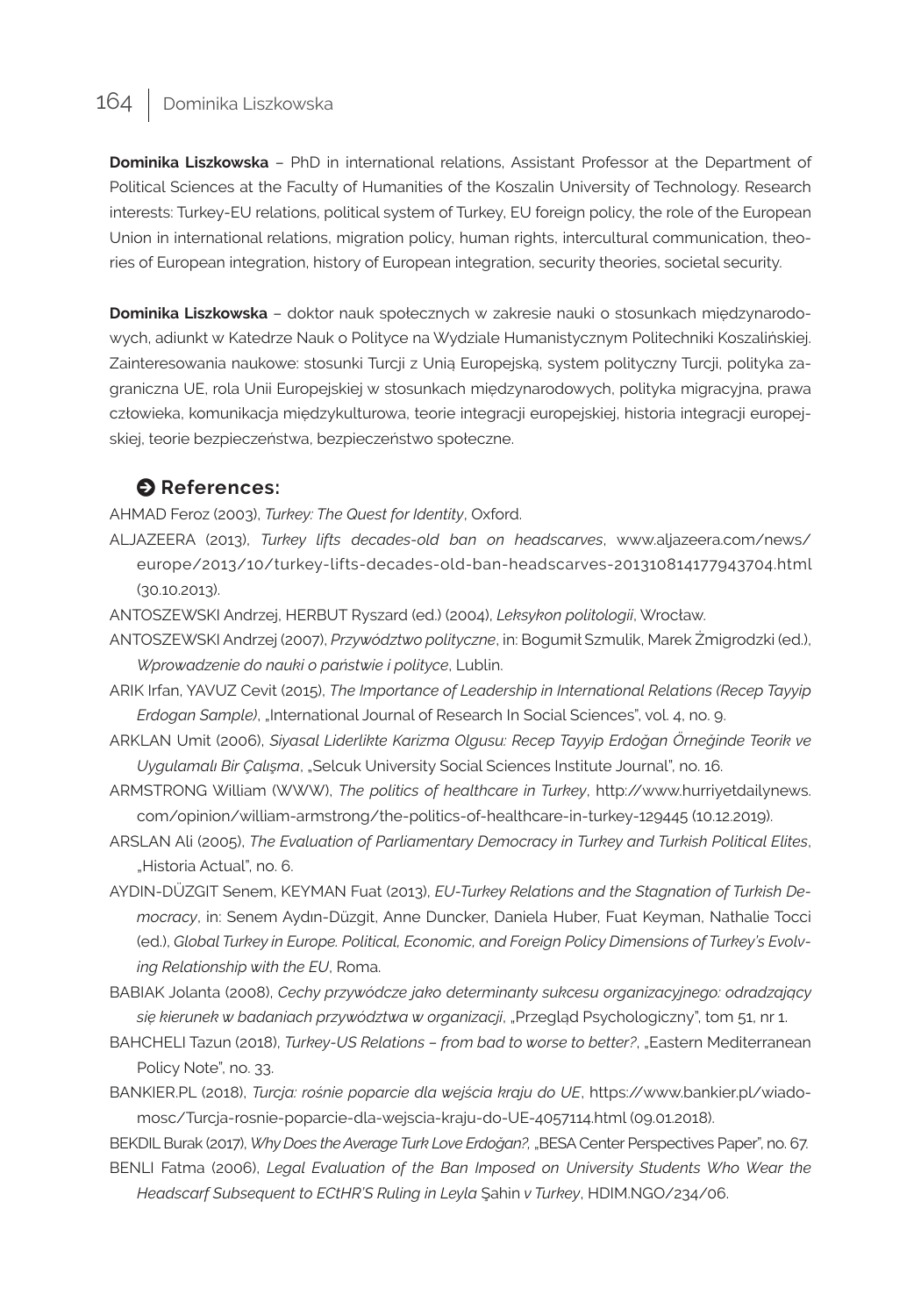**Dominika Liszkowska** – PhD in international relations, Assistant Professor at the Department of Political Sciences at the Faculty of Humanities of the Koszalin University of Technology. Research interests: Turkey-EU relations, political system of Turkey, EU foreign policy, the role of the European Union in international relations, migration policy, human rights, intercultural communication, theories of European integration, history of European integration, security theories, societal security.

**Dominika Liszkowska** – doktor nauk społecznych w zakresie nauki o stosunkach międzynarodowych, adiunkt w Katedrze Nauk o Polityce na Wydziale Humanistycznym Politechniki Koszalińskiej. Zainteresowania naukowe: stosunki Turcji z Unią Europejską, system polityczny Turcji, polityka zagraniczna UE, rola Unii Europejskiej w stosunkach międzynarodowych, polityka migracyjna, prawa człowieka, komunikacja międzykulturowa, teorie integracji europejskiej, historia integracji europejskiej, teorie bezpieczeństwa, bezpieczeństwo społeczne.

## References:

AHMAD Feroz (2003), *Turkey: The Quest for Identity*, Oxford.

ALJAZEERA (2013), *Turkey lifts decades-old ban on headscarves*, www.aljazeera.com/news/europe/2013/10/turkey-lifts-decades-old-ban-headscarves-201310814177943704.html (30.10.2013).

ANTOSZEWSKI Andrzej, HERBUT Ryszard (ed.) (2004), *Leksykon politologii*, Wrocław.

ANTOSZEWSKI Andrzej (2007), *Przywództwo polityczne*, in: Bogumił Szmulik, Marek Żmigrodzki (ed.), *Wprowadzenie do nauki o państwie i polityce*, Lublin.

ARIK Irfan, YAVUZ Cevit (2015), *The Importance of Leadership in International Relations (Recep Tayyip Erdogan Sample)*, „International Journal of Research In Social Sciences", vol. 4, no. 9.

ARKLAN Umit (2006), *Siyasal Liderlikte Karizma Olgusu: Recep Tayyip Erdoğan Örneğinde Teorik ve Uygulamalı Bir Çalışma*, „Selcuk University Social Sciences Institute Journal", no. 16.

ARMSTRONG William (WWW), *The politics of healthcare in Turkey*, http://www.hurriyetdailynews.com/opinion/william-armstrong/the-politics-of-healthcare-in-turkey-129445 (10.12.2019).

ARSLAN Ali (2005), *The Evaluation of Parliamentary Democracy in Turkey and Turkish Political Elites*, „Historia Actual", no. 6.

AYDIN-DÜZGIT Senem, KEYMAN Fuat (2013), *EU-Turkey Relations and the Stagnation of Turkish Democracy*, in: Senem Aydın-Düzgit, Anne Duncker, Daniela Huber, Fuat Keyman, Nathalie Tocci (ed.), *Global Turkey in Europe. Political, Economic, and Foreign Policy Dimensions of Turkey's Evolving Relationship with the EU*, Roma.

BABIAK Jolanta (2008), *Cechy przywódcze jako determinanty sukcesu organizacyjnego: odradzający się kierunek w badaniach przywództwa w organizacji*, „Przegląd Psychologiczny", tom 51, nr 1.

BAHCHELI Tazun (2018), *Turkey-US Relations – from bad to worse to better?*, „Eastern Mediterranean Policy Note", no. 33.

BANKIER.PL (2018), *Turcja: rośnie poparcie dla wejścia kraju do UE*, https://www.bankier.pl/wiadomosc/Turcja-rosnie-poparcie-dla-wejscia-kraju-do-UE-4057114.html (09.01.2018).

BEKDIL Burak (2017), *Why Does the Average Turk Love Erdoğan?*, „BESA Center Perspectives Paper", no. 67.

BENLI Fatma (2006), *Legal Evaluation of the Ban Imposed on University Students Who Wear the Headscarf Subsequent to ECtHR'S Ruling in Leyla* Şahin *v Turkey*, HDIM.NGO/234/06.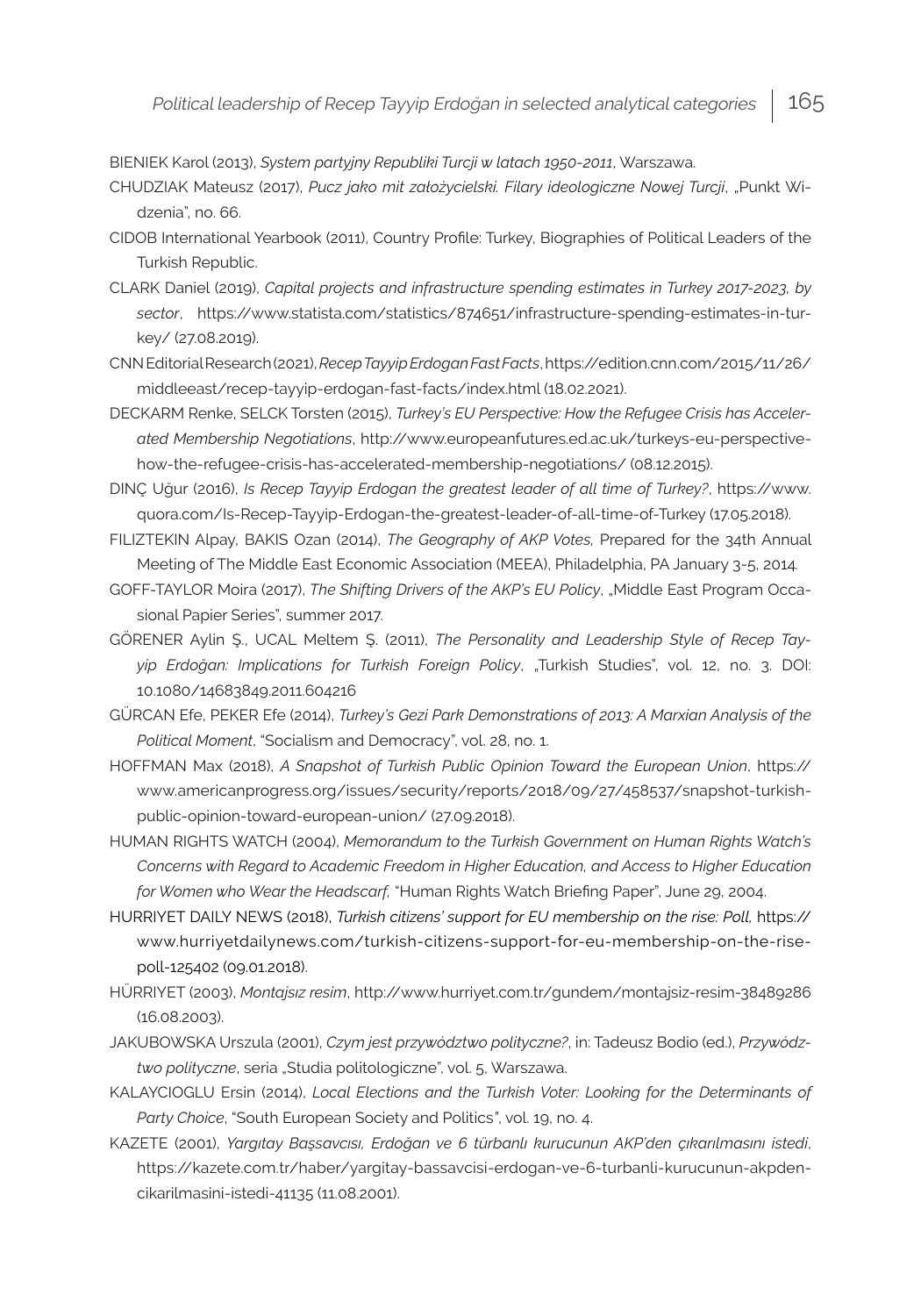BIENIEK Karol (2013), *System partyjny Republiki Turcji w latach 1950-2011*, Warszawa.

CHUDZIAK Mateusz (2017), *Pucz jako mit założycielski. Filary ideologiczne Nowej Turcji*, „Punkt Widzenia", no. 66.

CIDOB International Yearbook (2011), Country Profile: Turkey, Biographies of Political Leaders of the Turkish Republic.

CLARK Daniel (2019), *Capital projects and infrastructure spending estimates in Turkey 2017-2023, by sector*, https://www.statista.com/statistics/874651/infrastructure-spending-estimates-in-turkey/ (27.08.2019).

CNN Editorial Research (2021), *Recep Tayyip Erdogan Fast Facts*, https://edition.cnn.com/2015/11/26/middleeast/recep-tayyip-erdogan-fast-facts/index.html (18.02.2021).

DECKARM Renke, SELCK Torsten (2015), *Turkey's EU Perspective: How the Refugee Crisis has Accelerated Membership Negotiations*, http://www.europeanfutures.ed.ac.uk/turkeys-eu-perspective-how-the-refugee-crisis-has-accelerated-membership-negotiations/ (08.12.2015).

DINÇ Uğur (2016), *Is Recep Tayyip Erdogan the greatest leader of all time of Turkey?*, https://www.quora.com/Is-Recep-Tayyip-Erdogan-the-greatest-leader-of-all-time-of-Turkey (17.05.2018).

FILIZTEKIN Alpay, BAKIS Ozan (2014), *The Geography of AKP Votes,* Prepared for the 34th Annual Meeting of The Middle East Economic Association (MEEA), Philadelphia, PA January 3-5, 2014.

GOFF-TAYLOR Moira (2017), *The Shifting Drivers of the AKP's EU Policy*, „Middle East Program Occasional Papier Series", summer 2017.

GÖRENER Aylin Ş., UCAL Meltem Ş. (2011), *The Personality and Leadership Style of Recep Tayyip Erdoğan: Implications for Turkish Foreign Policy*, „Turkish Studies", vol. 12, no. 3. DOI: 10.1080/14683849.2011.604216

GÜRCAN Efe, PEKER Efe (2014), *Turkey's Gezi Park Demonstrations of 2013: A Marxian Analysis of the Political Moment*, "Socialism and Democracy", vol. 28, no. 1.

HOFFMAN Max (2018), *A Snapshot of Turkish Public Opinion Toward the European Union*, https://www.americanprogress.org/issues/security/reports/2018/09/27/458537/snapshot-turkish-public-opinion-toward-european-union/ (27.09.2018).

HUMAN RIGHTS WATCH (2004), *Memorandum to the Turkish Government on Human Rights Watch's Concerns with Regard to Academic Freedom in Higher Education, and Access to Higher Education for Women who Wear the Headscarf,* "Human Rights Watch Briefing Paper", June 29, 2004.

HURRIYET DAILY NEWS (2018), *Turkish citizens' support for EU membership on the rise: Poll,* https://www.hurriyetdailynews.com/turkish-citizens-support-for-eu-membership-on-the-rise-poll-125402 (09.01.2018).

HÜRRIYET (2003), *Montajsız resim*, http://www.hurriyet.com.tr/gundem/montajsiz-resim-38489286 (16.08.2003).

JAKUBOWSKA Urszula (2001), *Czym jest przywództwo polityczne?*, in: Tadeusz Bodio (ed.), *Przywództwo polityczne*, seria „Studia politologiczne", vol. 5, Warszawa.

KALAYCIOGLU Ersin (2014), *Local Elections and the Turkish Voter: Looking for the Determinants of Party Choice*, "South European Society and Politics", vol. 19, no. 4.

KAZETE (2001), *Yargıtay Başsavcısı, Erdoğan ve 6 türbanlı kurucunun AKP'den çıkarılmasını istedi*, https://kazete.com.tr/haber/yargitay-bassavcisi-erdogan-ve-6-turbanli-kurucunun-akpden-cikarilmasini-istedi-41135 (11.08.2001).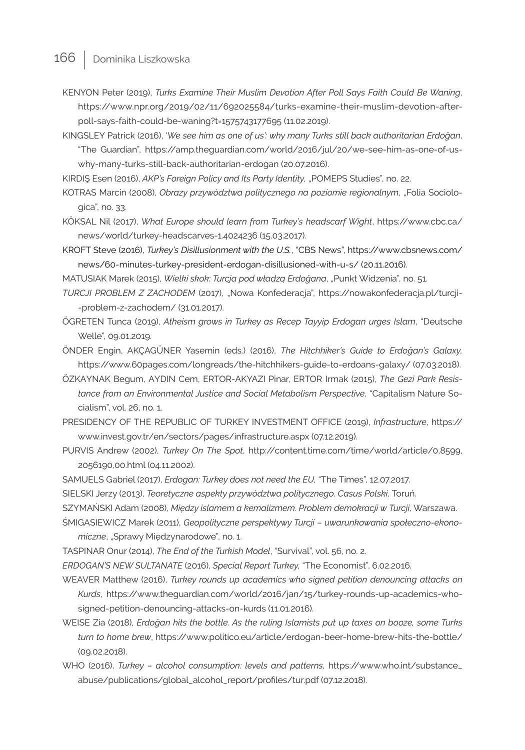KENYON Peter (2019), *Turks Examine Their Muslim Devotion After Poll Says Faith Could Be Waning*, https://www.npr.org/2019/02/11/692025584/turks-examine-their-muslim-devotion-after-poll-says-faith-could-be-waning?t=1575743177695 (11.02.2019).

KINGSLEY Patrick (2016), *'We see him as one of us': why many Turks still back authoritarian Erdoğan*, "The Guardian", https://amp.theguardian.com/world/2016/jul/20/we-see-him-as-one-of-us-why-many-turks-still-back-authoritarian-erdogan (20.07.2016).

KIRDIŞ Esen (2016), *AKP's Foreign Policy and Its Party Identity,* „POMEPS Studies", no. 22.

KOTRAS Marcin (2008), *Obrazy przywództwa politycznego na poziomie regionalnym*, „Folia Sociologica", no. 33.

KÖKSAL Nil (2017), *What Europe should learn from Turkey's headscarf Wight*, https://www.cbc.ca/news/world/turkey-headscarves-1.4024236 (15.03.2017).

KROFT Steve (2016), *Turkey's Disillusionment with the U.S.*, "CBS News", https://www.cbsnews.com/news/60-minutes-turkey-president-erdogan-disillusioned-with-u-s/ (20.11.2016).

MATUSIAK Marek (2015), *Wielki skok: Turcja pod władzą Erdoğana*, „Punkt Widzenia", no. 51.

*TURCJI PROBLEM Z ZACHODEM* (2017), „Nowa Konfederacja", https://nowakonfederacja.pl/turcji--problem-z-zachodem/ (31.01.2017).

ÖGRETEN Tunca (2019), *Atheism grows in Turkey as Recep Tayyip Erdogan urges Islam*, "Deutsche Welle", 09.01.2019.

ÖNDER Engin, AKÇAGÜNER Yasemin (eds.) (2016), *The Hitchhiker's Guide to Erdoğan's Galaxy,* https://www.60pages.com/longreads/the-hitchhikers-guide-to-erdoans-galaxy/ (07.03.2018).

ÖZKAYNAK Begum, AYDIN Cem, ERTOR-AKYAZI Pinar, ERTOR Irmak (2015), *The Gezi Park Resistance from an Environmental Justice and Social Metabolism Perspective*, "Capitalism Nature Socialism", vol. 26, no. 1.

PRESIDENCY OF THE REPUBLIC OF TURKEY INVESTMENT OFFICE (2019), *Infrastructure*, https://www.invest.gov.tr/en/sectors/pages/infrastructure.aspx (07.12.2019).

PURVIS Andrew (2002), *Turkey On The Spot*, http://content.time.com/time/world/article/0,8599,2056190,00.html (04.11.2002).

SAMUELS Gabriel (2017), *Erdogan: Turkey does not need the EU,* "The Times", 12.07.2017.

SIELSKI Jerzy (2013), *Teoretyczne aspekty przywództwa politycznego. Casus Polski*, Toruń.

SZYMAŃSKI Adam (2008), *Między islamem a kemalizmem. Problem demokracji w Turcji*, Warszawa.

ŚMIGASIEWICZ Marek (2011), *Geopolityczne perspektywy Turcji – uwarunkowania społeczno-ekonomiczne*, „Sprawy Międzynarodowe", no. 1.

TASPINAR Onur (2014), *The End of the Turkish Model*, "Survival", vol. 56, no. 2.

*ERDOGAN'S NEW SULTANATE* (2016), *Special Report Turkey,* "The Economist", 6.02.2016.

WEAVER Matthew (2016), *Turkey rounds up academics who signed petition denouncing attacks on Kurds*, https://www.theguardian.com/world/2016/jan/15/turkey-rounds-up-academics-who-signed-petition-denouncing-attacks-on-kurds (11.01.2016).

WEISE Zia (2018), *Erdoğan hits the bottle. As the ruling Islamists put up taxes on booze, some Turks turn to home brew*, https://www.politico.eu/article/erdogan-beer-home-brew-hits-the-bottle/ (09.02.2018).

WHO (2016), *Turkey – alcohol consumption: levels and patterns,* https://www.who.int/substance_abuse/publications/global_alcohol_report/profiles/tur.pdf (07.12.2018).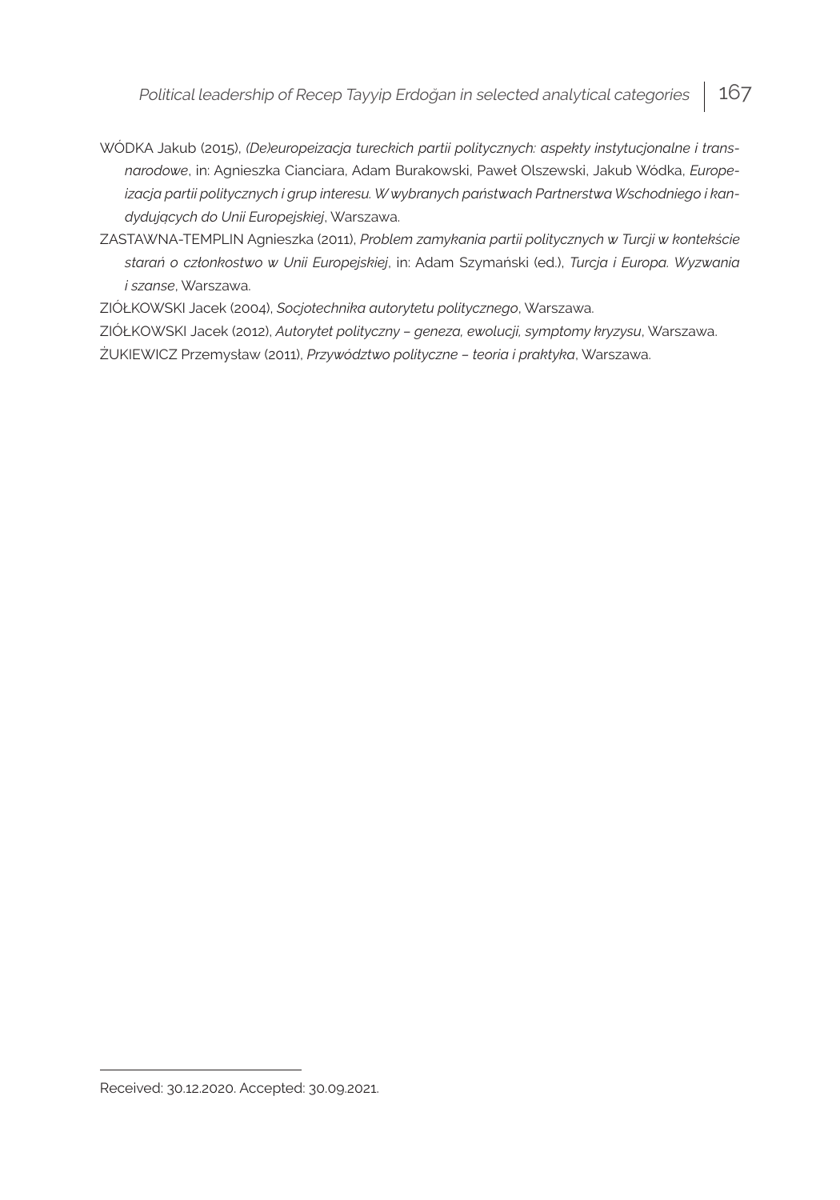WÓDKA Jakub (2015), *(De)europeizacja tureckich partii politycznych: aspekty instytucjonalne i transnarodowe*, in: Agnieszka Cianciara, Adam Burakowski, Paweł Olszewski, Jakub Wódka, *Europeizacja partii politycznych i grup interesu. W wybranych państwach Partnerstwa Wschodniego i kandydujących do Unii Europejskiej*, Warszawa.

ZASTAWNA-TEMPLIN Agnieszka (2011), *Problem zamykania partii politycznych w Turcji w kontekście starań o członkostwo w Unii Europejskiej*, in: Adam Szymański (ed.), *Turcja i Europa. Wyzwania i szanse*, Warszawa.

ZIÓŁKOWSKI Jacek (2004), *Socjotechnika autorytetu politycznego*, Warszawa.

ZIÓŁKOWSKI Jacek (2012), *Autorytet polityczny – geneza, ewolucji, symptomy kryzysu*, Warszawa.

ŻUKIEWICZ Przemysław (2011), *Przywództwo polityczne – teoria i praktyka*, Warszawa.

---

Received: 30.12.2020. Accepted: 30.09.2021.